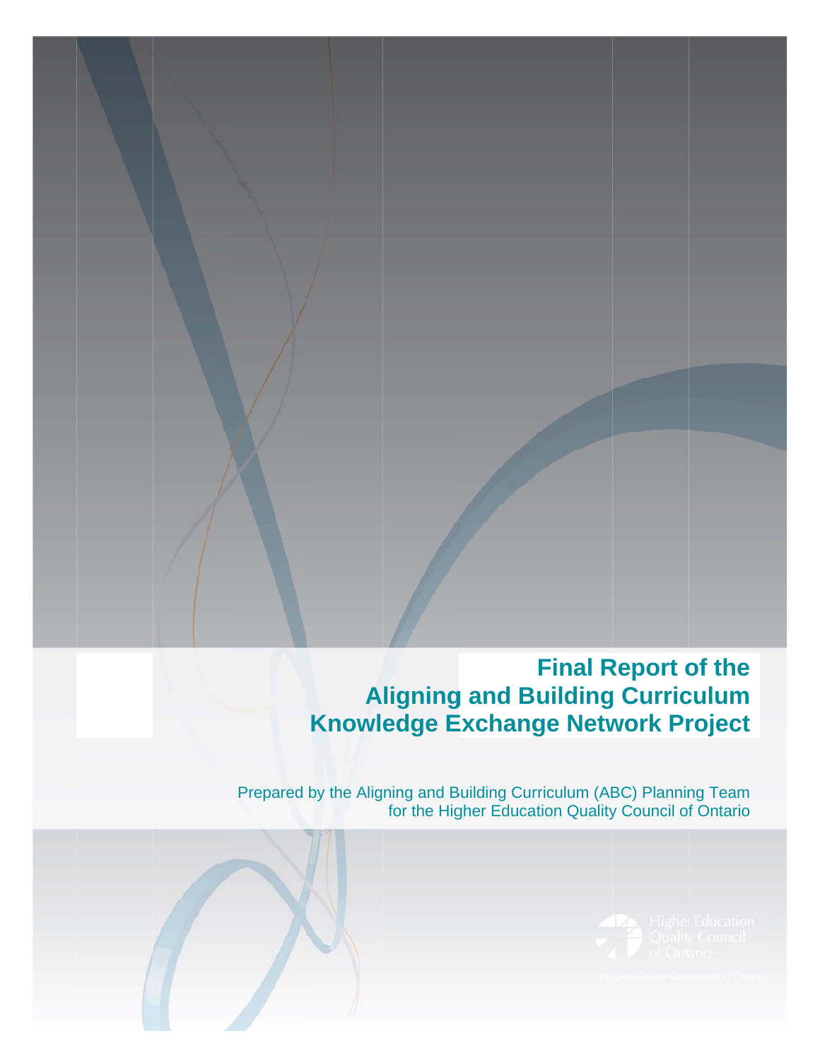# Final Report of the Aligning and Building Curriculum Knowledge Exchange Network Project

Prepared by the Aligning and Building Curriculum (ABC) Planning Team for the Higher Education Quality Council of Ontario

Higher Education Quality Council of Ontario

An agency of the Government of Ontario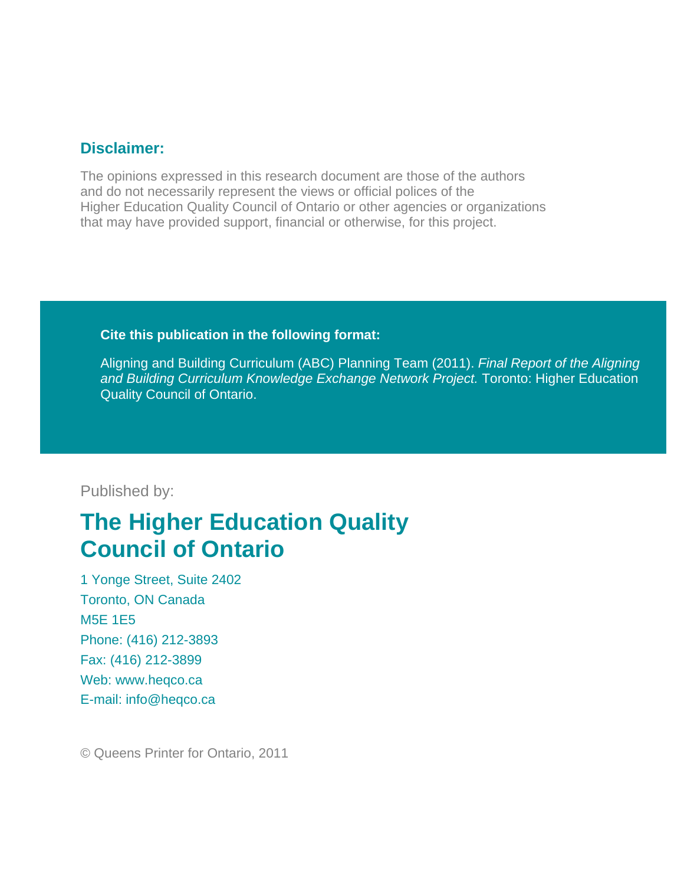## Disclaimer:

The opinions expressed in this research document are those of the authors and do not necessarily represent the views or official polices of the Higher Education Quality Council of Ontario or other agencies or organizations that may have provided support, financial or otherwise, for this project.

**Cite this publication in the following format:**

Aligning and Building Curriculum (ABC) Planning Team (2011). *Final Report of the Aligning and Building Curriculum Knowledge Exchange Network Project.* Toronto: Higher Education Quality Council of Ontario.

Published by:

# The Higher Education Quality Council of Ontario

1 Yonge Street, Suite 2402
Toronto, ON Canada
M5E 1E5
Phone: (416) 212-3893
Fax: (416) 212-3899
Web: www.heqco.ca
E-mail: info@heqco.ca

© Queens Printer for Ontario, 2011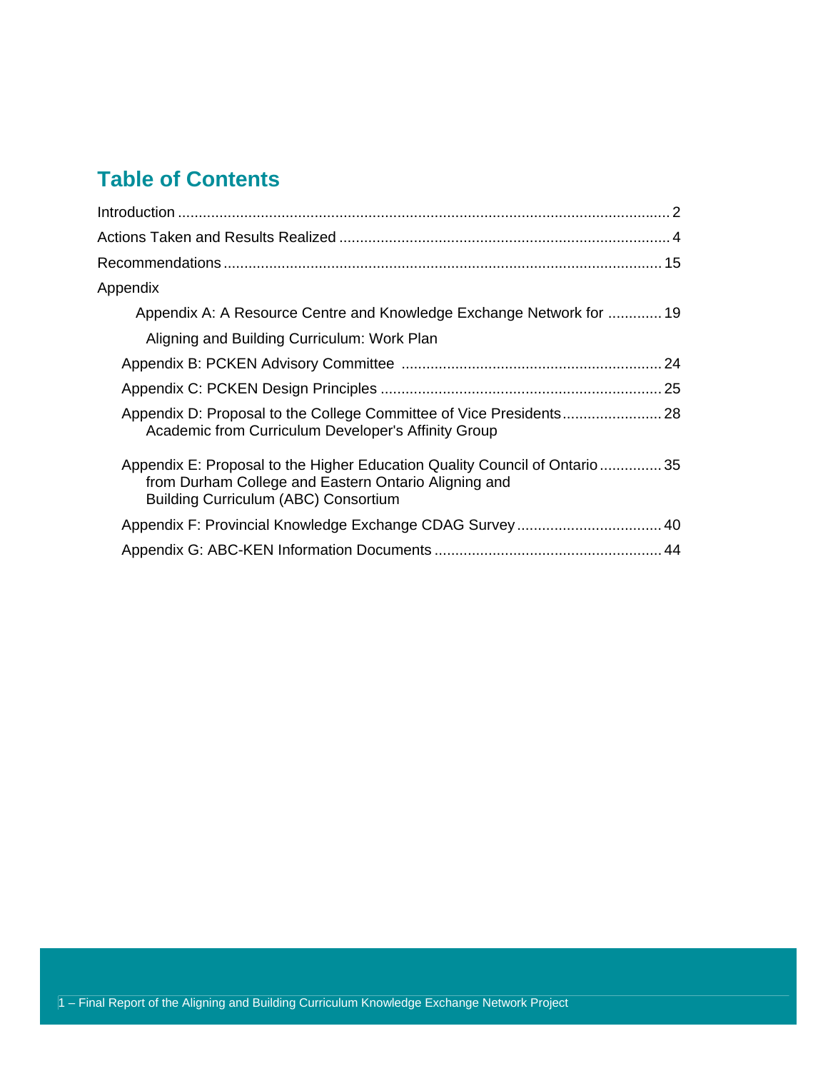## Table of Contents

Introduction ........................................................................................................................ 2

Actions Taken and Results Realized ............................................................................... 4

Recommendations......................................................................................................... 15

Appendix

- Appendix A: A Resource Centre and Knowledge Exchange Network for Aligning and Building Curriculum: Work Plan ............. 19
- Appendix B: PCKEN Advisory Committee ............................................................... 24
- Appendix C: PCKEN Design Principles .................................................................... 25
- Appendix D: Proposal to the College Committee of Vice Presidents Academic from Curriculum Developer's Affinity Group ........................ 28
- Appendix E: Proposal to the Higher Education Quality Council of Ontario from Durham College and Eastern Ontario Aligning and Building Curriculum (ABC) Consortium ............... 35
- Appendix F: Provincial Knowledge Exchange CDAG Survey ................................... 40
- Appendix G: ABC-KEN Information Documents ....................................................... 44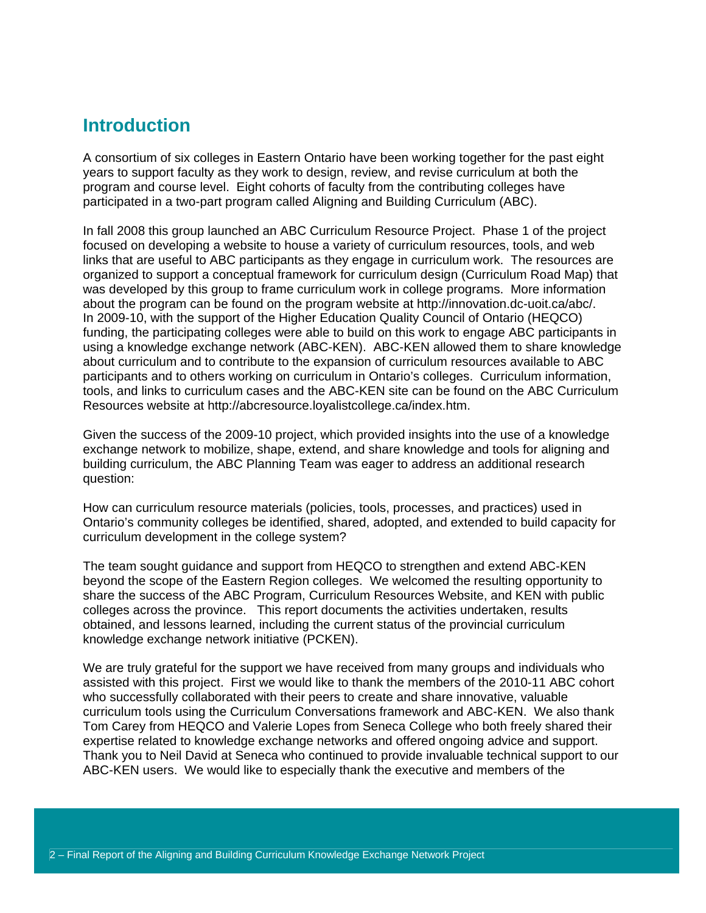## Introduction

A consortium of six colleges in Eastern Ontario have been working together for the past eight years to support faculty as they work to design, review, and revise curriculum at both the program and course level. Eight cohorts of faculty from the contributing colleges have participated in a two-part program called Aligning and Building Curriculum (ABC).

In fall 2008 this group launched an ABC Curriculum Resource Project. Phase 1 of the project focused on developing a website to house a variety of curriculum resources, tools, and web links that are useful to ABC participants as they engage in curriculum work. The resources are organized to support a conceptual framework for curriculum design (Curriculum Road Map) that was developed by this group to frame curriculum work in college programs. More information about the program can be found on the program website at http://innovation.dc-uoit.ca/abc/. In 2009-10, with the support of the Higher Education Quality Council of Ontario (HEQCO) funding, the participating colleges were able to build on this work to engage ABC participants in using a knowledge exchange network (ABC-KEN). ABC-KEN allowed them to share knowledge about curriculum and to contribute to the expansion of curriculum resources available to ABC participants and to others working on curriculum in Ontario's colleges. Curriculum information, tools, and links to curriculum cases and the ABC-KEN site can be found on the ABC Curriculum Resources website at http://abcresource.loyalistcollege.ca/index.htm.

Given the success of the 2009-10 project, which provided insights into the use of a knowledge exchange network to mobilize, shape, extend, and share knowledge and tools for aligning and building curriculum, the ABC Planning Team was eager to address an additional research question:

How can curriculum resource materials (policies, tools, processes, and practices) used in Ontario's community colleges be identified, shared, adopted, and extended to build capacity for curriculum development in the college system?

The team sought guidance and support from HEQCO to strengthen and extend ABC-KEN beyond the scope of the Eastern Region colleges. We welcomed the resulting opportunity to share the success of the ABC Program, Curriculum Resources Website, and KEN with public colleges across the province. This report documents the activities undertaken, results obtained, and lessons learned, including the current status of the provincial curriculum knowledge exchange network initiative (PCKEN).

We are truly grateful for the support we have received from many groups and individuals who assisted with this project. First we would like to thank the members of the 2010-11 ABC cohort who successfully collaborated with their peers to create and share innovative, valuable curriculum tools using the Curriculum Conversations framework and ABC-KEN. We also thank Tom Carey from HEQCO and Valerie Lopes from Seneca College who both freely shared their expertise related to knowledge exchange networks and offered ongoing advice and support. Thank you to Neil David at Seneca who continued to provide invaluable technical support to our ABC-KEN users. We would like to especially thank the executive and members of the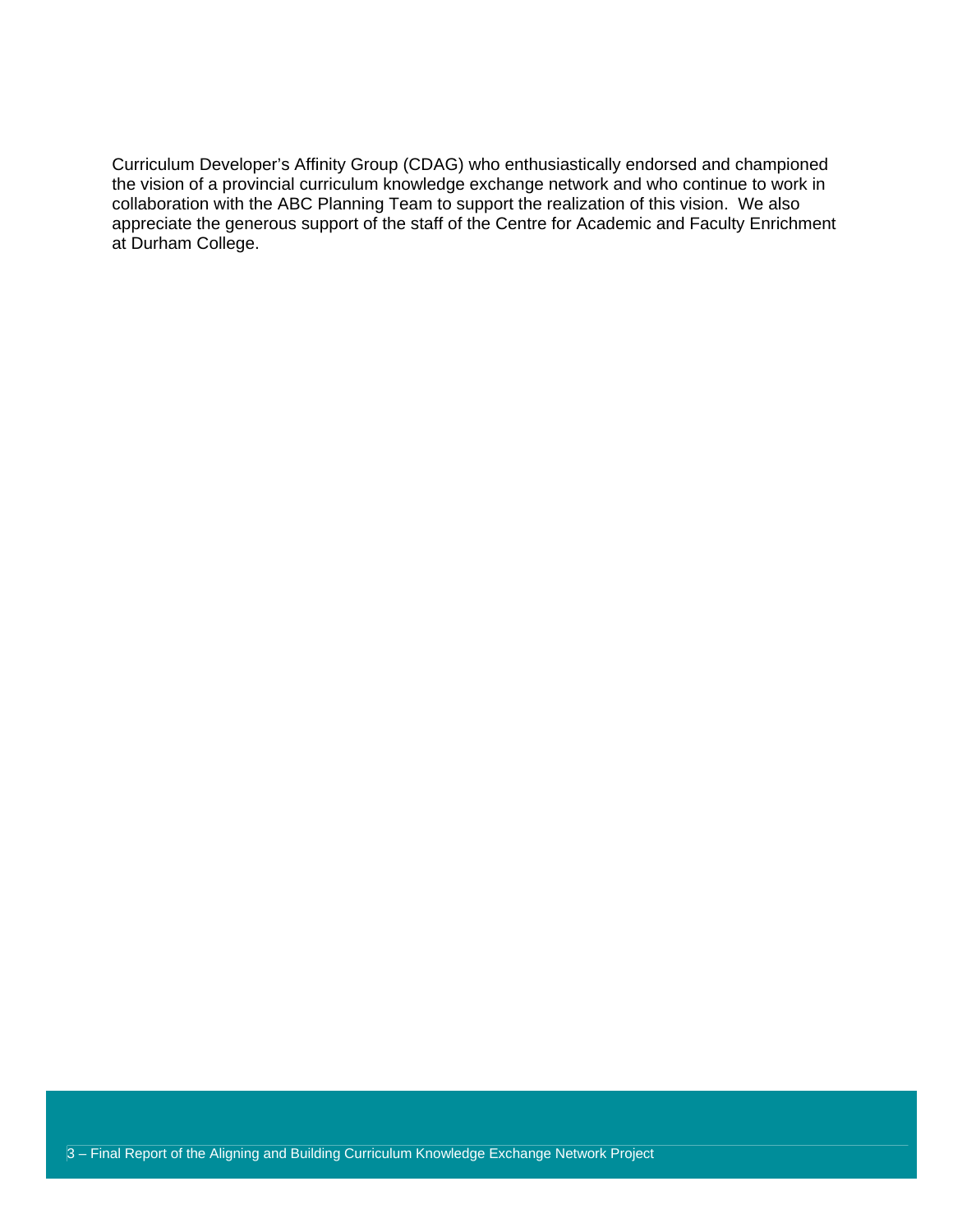Curriculum Developer's Affinity Group (CDAG) who enthusiastically endorsed and championed the vision of a provincial curriculum knowledge exchange network and who continue to work in collaboration with the ABC Planning Team to support the realization of this vision.  We also appreciate the generous support of the staff of the Centre for Academic and Faculty Enrichment at Durham College.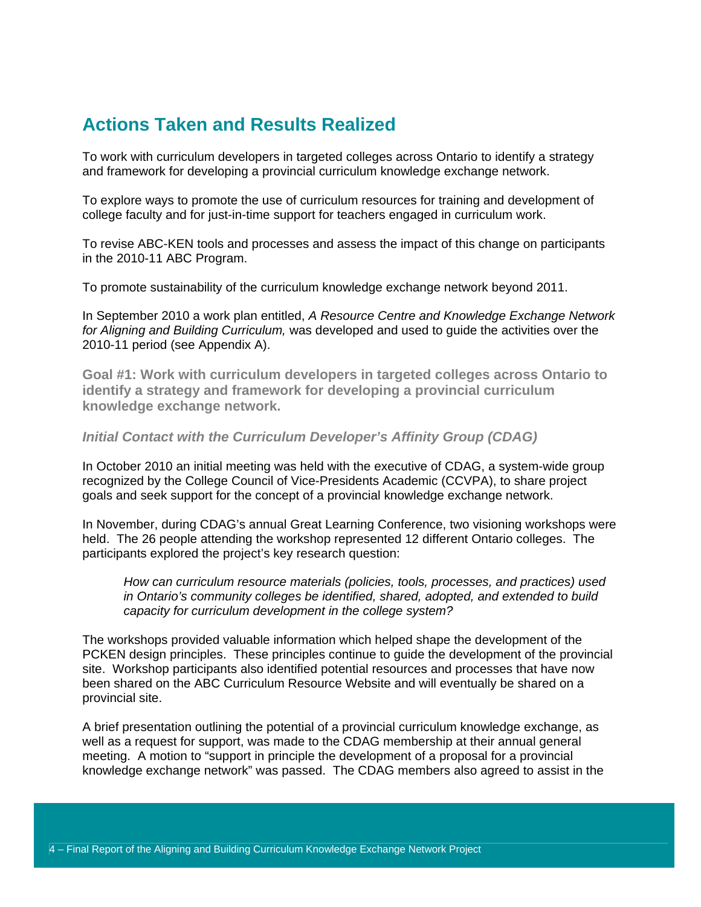## Actions Taken and Results Realized

To work with curriculum developers in targeted colleges across Ontario to identify a strategy and framework for developing a provincial curriculum knowledge exchange network.

To explore ways to promote the use of curriculum resources for training and development of college faculty and for just-in-time support for teachers engaged in curriculum work.

To revise ABC-KEN tools and processes and assess the impact of this change on participants in the 2010-11 ABC Program.

To promote sustainability of the curriculum knowledge exchange network beyond 2011.

In September 2010 a work plan entitled, *A Resource Centre and Knowledge Exchange Network for Aligning and Building Curriculum,* was developed and used to guide the activities over the 2010-11 period (see Appendix A).

### Goal #1: Work with curriculum developers in targeted colleges across Ontario to identify a strategy and framework for developing a provincial curriculum knowledge exchange network.

#### *Initial Contact with the Curriculum Developer's Affinity Group (CDAG)*

In October 2010 an initial meeting was held with the executive of CDAG, a system-wide group recognized by the College Council of Vice-Presidents Academic (CCVPA), to share project goals and seek support for the concept of a provincial knowledge exchange network.

In November, during CDAG's annual Great Learning Conference, two visioning workshops were held. The 26 people attending the workshop represented 12 different Ontario colleges. The participants explored the project's key research question:

> *How can curriculum resource materials (policies, tools, processes, and practices) used in Ontario's community colleges be identified, shared, adopted, and extended to build capacity for curriculum development in the college system?*

The workshops provided valuable information which helped shape the development of the PCKEN design principles. These principles continue to guide the development of the provincial site. Workshop participants also identified potential resources and processes that have now been shared on the ABC Curriculum Resource Website and will eventually be shared on a provincial site.

A brief presentation outlining the potential of a provincial curriculum knowledge exchange, as well as a request for support, was made to the CDAG membership at their annual general meeting. A motion to "support in principle the development of a proposal for a provincial knowledge exchange network" was passed. The CDAG members also agreed to assist in the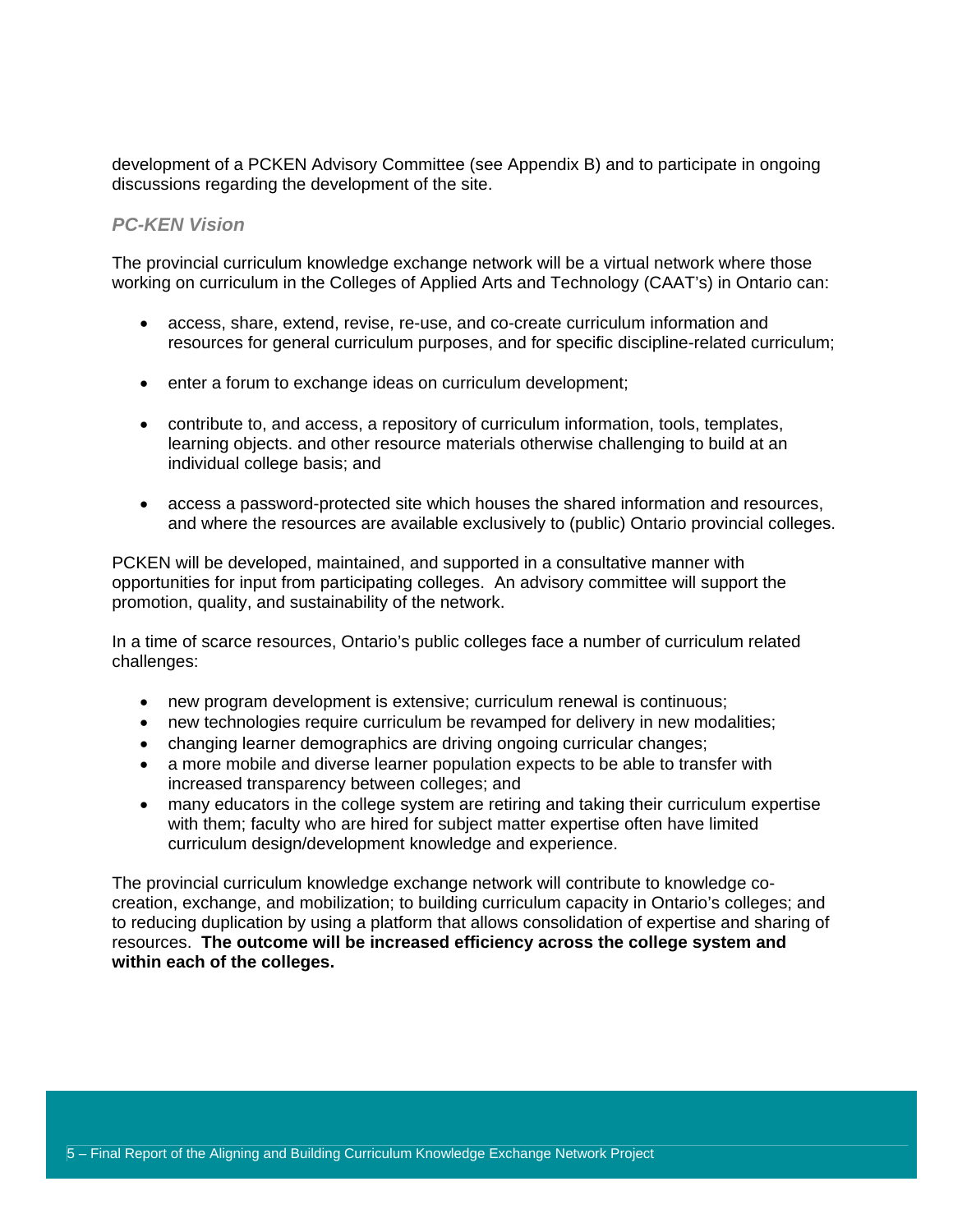development of a PCKEN Advisory Committee (see Appendix B) and to participate in ongoing discussions regarding the development of the site.

### *PC-KEN Vision*

The provincial curriculum knowledge exchange network will be a virtual network where those working on curriculum in the Colleges of Applied Arts and Technology (CAAT's) in Ontario can:

- access, share, extend, revise, re-use, and co-create curriculum information and resources for general curriculum purposes, and for specific discipline-related curriculum;
- enter a forum to exchange ideas on curriculum development;
- contribute to, and access, a repository of curriculum information, tools, templates, learning objects. and other resource materials otherwise challenging to build at an individual college basis; and
- access a password-protected site which houses the shared information and resources, and where the resources are available exclusively to (public) Ontario provincial colleges.

PCKEN will be developed, maintained, and supported in a consultative manner with opportunities for input from participating colleges. An advisory committee will support the promotion, quality, and sustainability of the network.

In a time of scarce resources, Ontario's public colleges face a number of curriculum related challenges:

- new program development is extensive; curriculum renewal is continuous;
- new technologies require curriculum be revamped for delivery in new modalities;
- changing learner demographics are driving ongoing curricular changes;
- a more mobile and diverse learner population expects to be able to transfer with increased transparency between colleges; and
- many educators in the college system are retiring and taking their curriculum expertise with them; faculty who are hired for subject matter expertise often have limited curriculum design/development knowledge and experience.

The provincial curriculum knowledge exchange network will contribute to knowledge co-creation, exchange, and mobilization; to building curriculum capacity in Ontario's colleges; and to reducing duplication by using a platform that allows consolidation of expertise and sharing of resources. **The outcome will be increased efficiency across the college system and within each of the colleges.**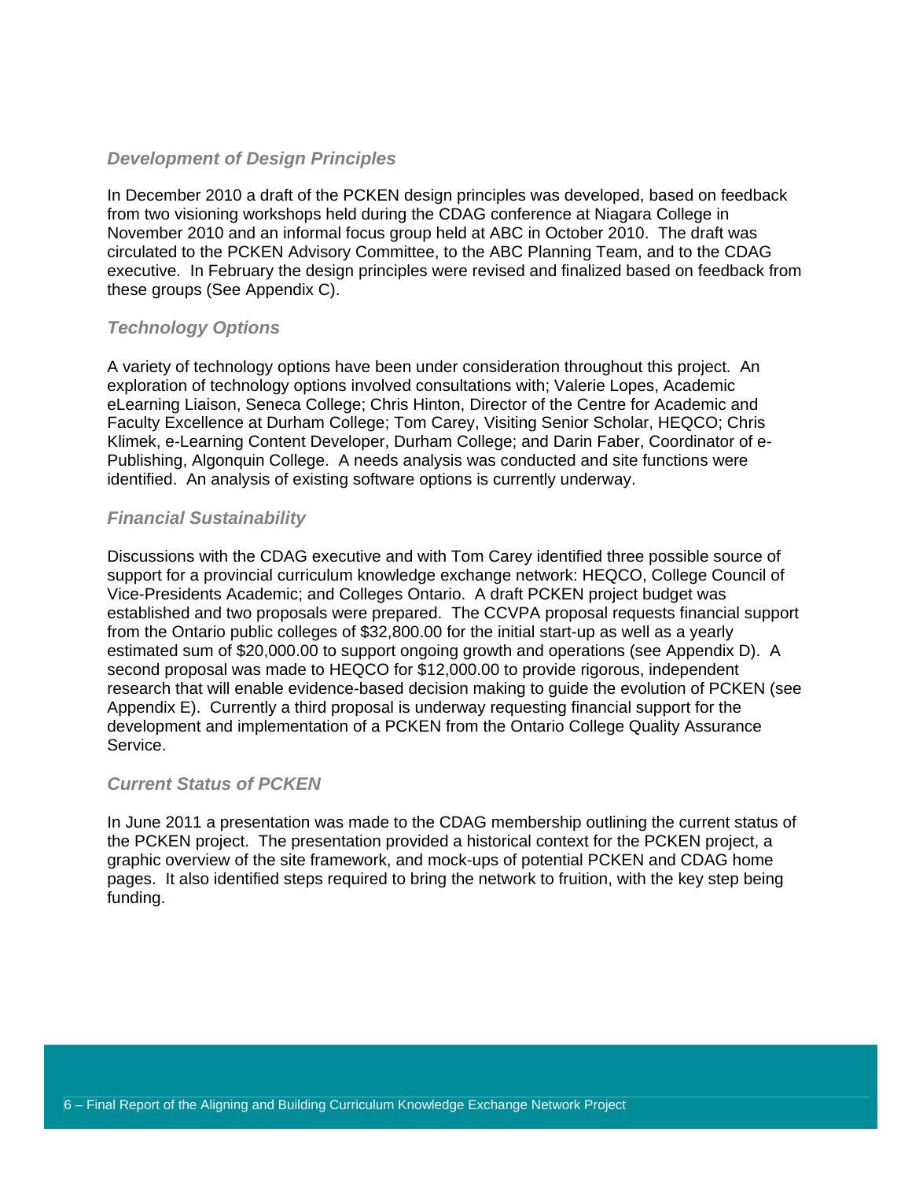### *Development of Design Principles*

In December 2010 a draft of the PCKEN design principles was developed, based on feedback from two visioning workshops held during the CDAG conference at Niagara College in November 2010 and an informal focus group held at ABC in October 2010. The draft was circulated to the PCKEN Advisory Committee, to the ABC Planning Team, and to the CDAG executive. In February the design principles were revised and finalized based on feedback from these groups (See Appendix C).

### *Technology Options*

A variety of technology options have been under consideration throughout this project. An exploration of technology options involved consultations with; Valerie Lopes, Academic eLearning Liaison, Seneca College; Chris Hinton, Director of the Centre for Academic and Faculty Excellence at Durham College; Tom Carey, Visiting Senior Scholar, HEQCO; Chris Klimek, e-Learning Content Developer, Durham College; and Darin Faber, Coordinator of e-Publishing, Algonquin College. A needs analysis was conducted and site functions were identified. An analysis of existing software options is currently underway.

### *Financial Sustainability*

Discussions with the CDAG executive and with Tom Carey identified three possible source of support for a provincial curriculum knowledge exchange network: HEQCO, College Council of Vice-Presidents Academic; and Colleges Ontario. A draft PCKEN project budget was established and two proposals were prepared. The CCVPA proposal requests financial support from the Ontario public colleges of $32,800.00 for the initial start-up as well as a yearly estimated sum of $20,000.00 to support ongoing growth and operations (see Appendix D). A second proposal was made to HEQCO for $12,000.00 to provide rigorous, independent research that will enable evidence-based decision making to guide the evolution of PCKEN (see Appendix E). Currently a third proposal is underway requesting financial support for the development and implementation of a PCKEN from the Ontario College Quality Assurance Service.

### *Current Status of PCKEN*

In June 2011 a presentation was made to the CDAG membership outlining the current status of the PCKEN project. The presentation provided a historical context for the PCKEN project, a graphic overview of the site framework, and mock-ups of potential PCKEN and CDAG home pages. It also identified steps required to bring the network to fruition, with the key step being funding.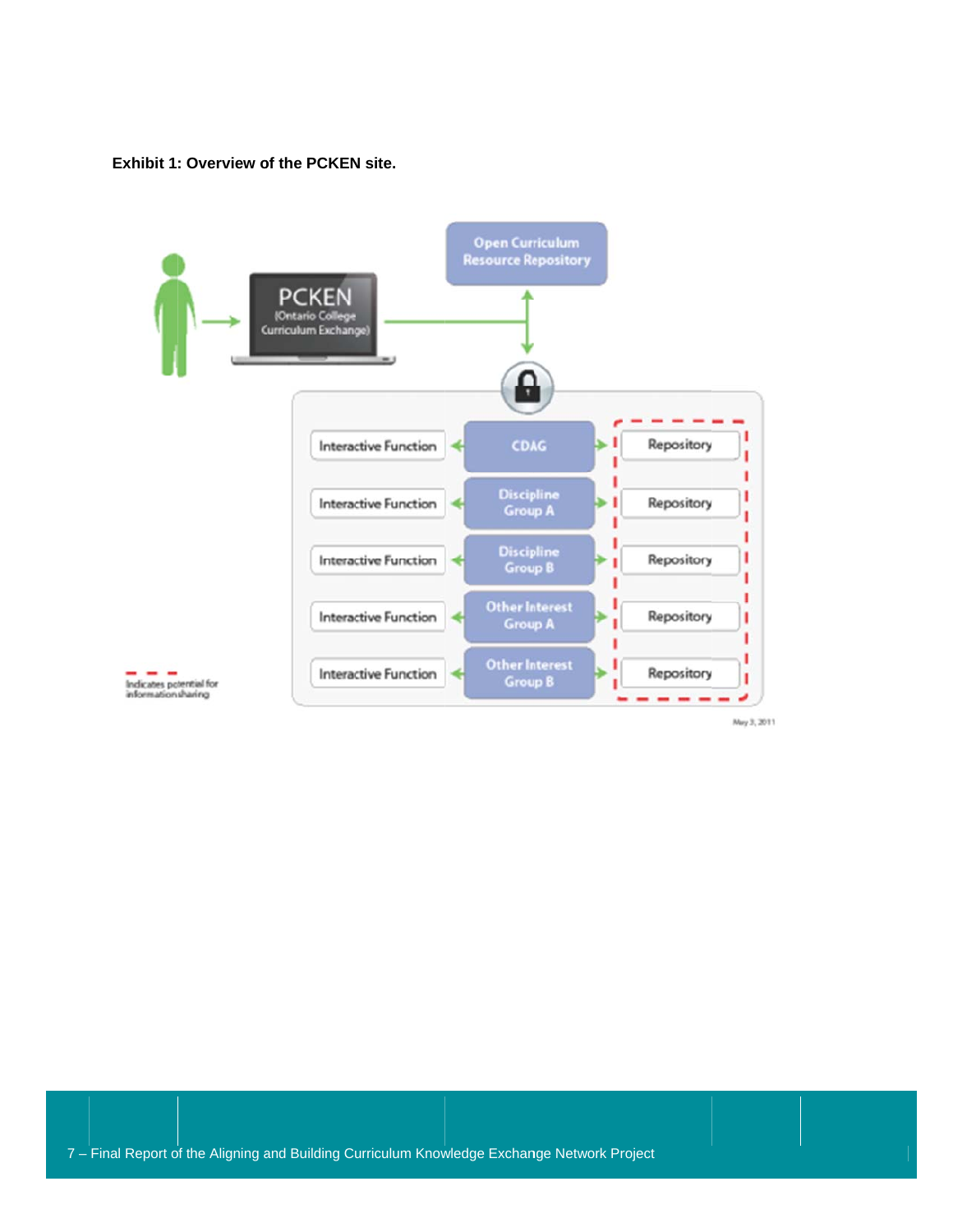**Exhibit 1: Overview of the PCKEN site.**

PCKEN (Ontario College Curriculum Exchange)

Open Curriculum Resource Repository

| Interactive Function | Group | Repository |
| --- | --- | --- |
| Interactive Function | CDAG | Repository |
| Interactive Function | Discipline Group A | Repository |
| Interactive Function | Discipline Group B | Repository |
| Interactive Function | Other Interest Group A | Repository |
| Interactive Function | Other Interest Group B | Repository |

- - - Indicates potential for information sharing

May 3, 2011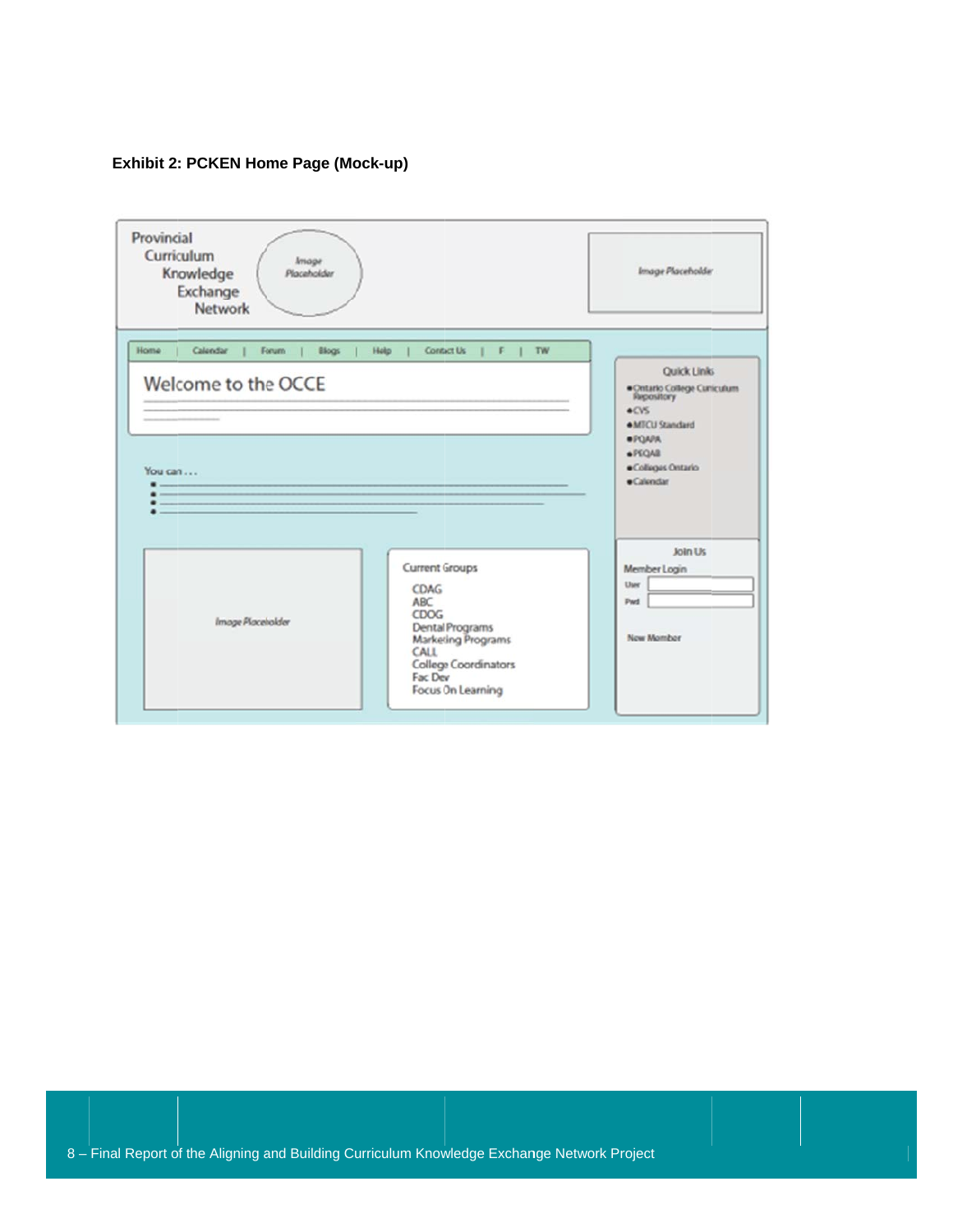**Exhibit 2: PCKEN Home Page (Mock-up)**

Provincial Curriculum Knowledge Exchange Network

Image Placeholder

Image Placeholder

Home | Calendar | Forum | Blogs | Help | Contact Us | F | TW

Welcome to the OCCE

You can . . .

Quick Links

- Ontario College Curriculum Repository
- CVS
- MTCU Standard
- PQAPA
- PEQAB
- Colleges Ontario
- Calendar

Image Placeholder

Current Groups

CDAG
ABC
CDOG
Dental Programs
Marketing Programs
CALL
College Coordinators
Fac Dev
Focus On Learning

Join Us

Member Login

User

Pwd

New Member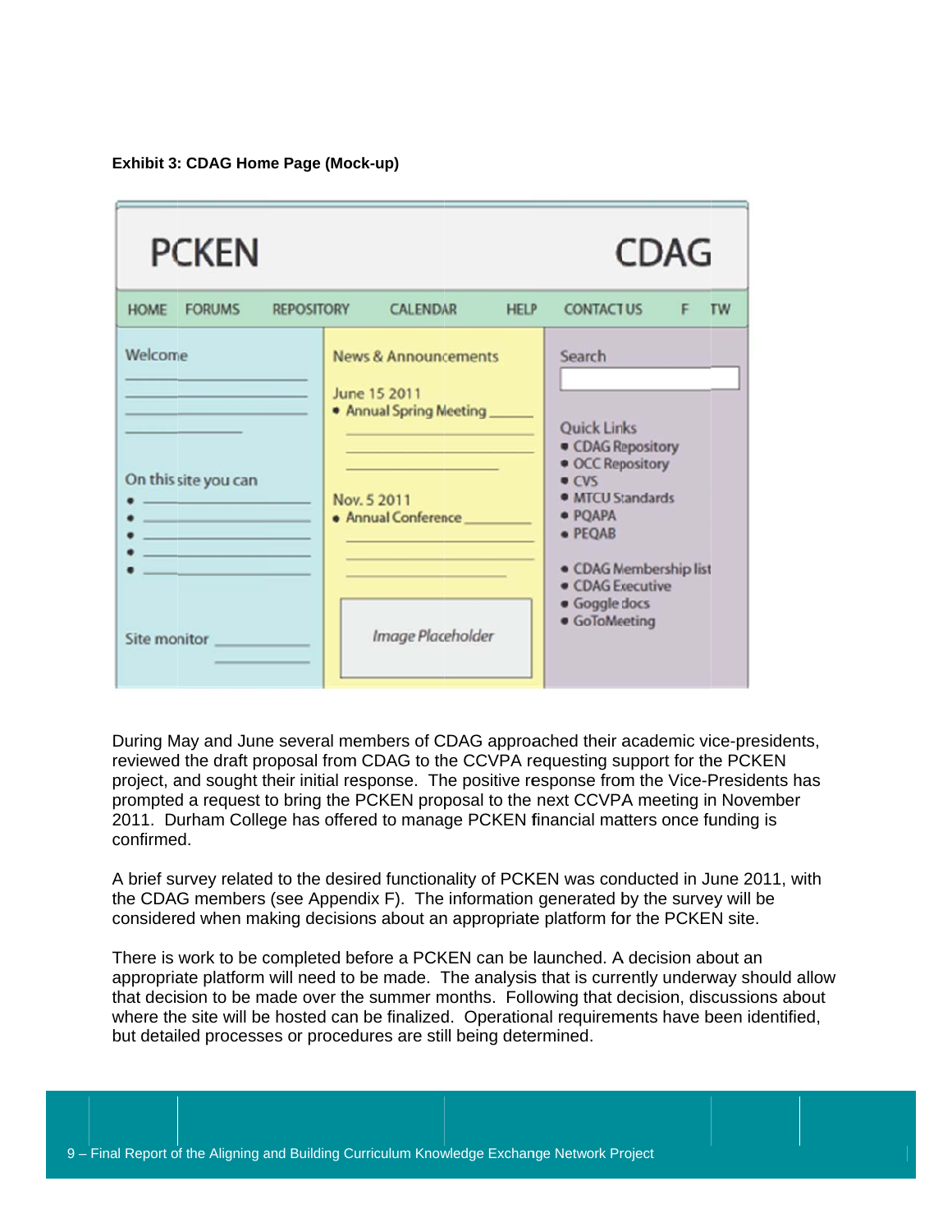**Exhibit 3: CDAG Home Page (Mock-up)**

PCKEN CDAG

HOME FORUMS REPOSITORY CALENDAR HELP CONTACT US F TW

Welcome

On this site you can

- 
- 
- 
- 
- 

Site monitor

News & Announcements

June 15 2011

- Annual Spring Meeting

Nov. 5 2011

- Annual Conference

*Image Placeholder*

Search

Quick Links

- CDAG Repository
- OCC Repository
- CVS
- MTCU Standards
- PQAPA
- PEQAB
- CDAG Membership list
- CDAG Executive
- Goggle docs
- GoToMeeting

During May and June several members of CDAG approached their academic vice-presidents, reviewed the draft proposal from CDAG to the CCVPA requesting support for the PCKEN project, and sought their initial response. The positive response from the Vice-Presidents has prompted a request to bring the PCKEN proposal to the next CCVPA meeting in November 2011. Durham College has offered to manage PCKEN financial matters once funding is confirmed.

A brief survey related to the desired functionality of PCKEN was conducted in June 2011, with the CDAG members (see Appendix F). The information generated by the survey will be considered when making decisions about an appropriate platform for the PCKEN site.

There is work to be completed before a PCKEN can be launched. A decision about an appropriate platform will need to be made. The analysis that is currently underway should allow that decision to be made over the summer months. Following that decision, discussions about where the site will be hosted can be finalized. Operational requirements have been identified, but detailed processes or procedures are still being determined.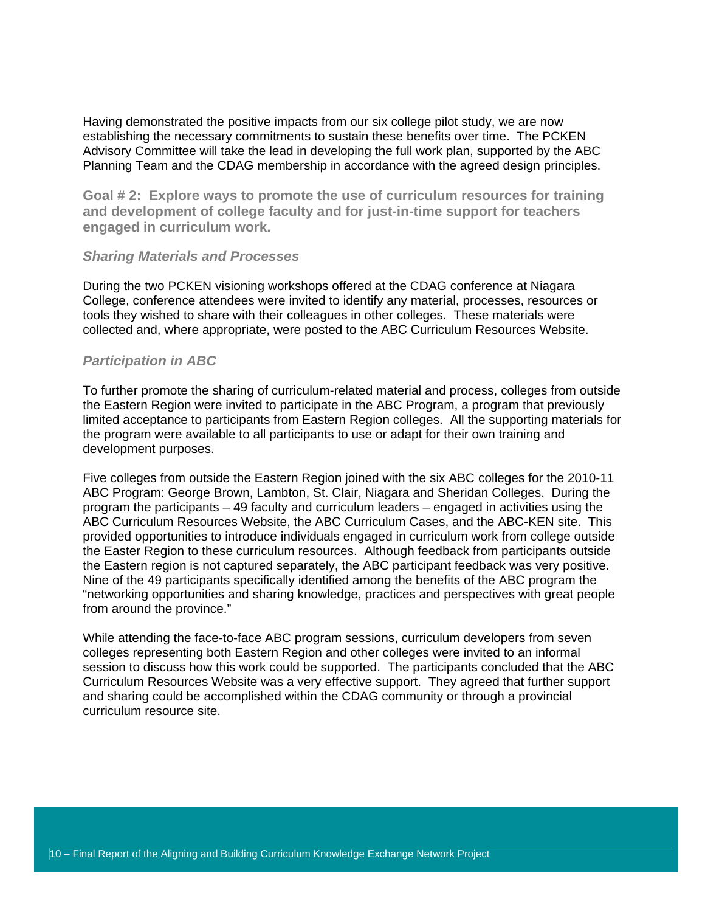Having demonstrated the positive impacts from our six college pilot study, we are now establishing the necessary commitments to sustain these benefits over time. The PCKEN Advisory Committee will take the lead in developing the full work plan, supported by the ABC Planning Team and the CDAG membership in accordance with the agreed design principles.

### Goal # 2: Explore ways to promote the use of curriculum resources for training and development of college faculty and for just-in-time support for teachers engaged in curriculum work.

#### *Sharing Materials and Processes*

During the two PCKEN visioning workshops offered at the CDAG conference at Niagara College, conference attendees were invited to identify any material, processes, resources or tools they wished to share with their colleagues in other colleges. These materials were collected and, where appropriate, were posted to the ABC Curriculum Resources Website.

#### *Participation in ABC*

To further promote the sharing of curriculum-related material and process, colleges from outside the Eastern Region were invited to participate in the ABC Program, a program that previously limited acceptance to participants from Eastern Region colleges. All the supporting materials for the program were available to all participants to use or adapt for their own training and development purposes.

Five colleges from outside the Eastern Region joined with the six ABC colleges for the 2010-11 ABC Program: George Brown, Lambton, St. Clair, Niagara and Sheridan Colleges. During the program the participants – 49 faculty and curriculum leaders – engaged in activities using the ABC Curriculum Resources Website, the ABC Curriculum Cases, and the ABC-KEN site. This provided opportunities to introduce individuals engaged in curriculum work from college outside the Easter Region to these curriculum resources. Although feedback from participants outside the Eastern region is not captured separately, the ABC participant feedback was very positive. Nine of the 49 participants specifically identified among the benefits of the ABC program the "networking opportunities and sharing knowledge, practices and perspectives with great people from around the province."

While attending the face-to-face ABC program sessions, curriculum developers from seven colleges representing both Eastern Region and other colleges were invited to an informal session to discuss how this work could be supported. The participants concluded that the ABC Curriculum Resources Website was a very effective support. They agreed that further support and sharing could be accomplished within the CDAG community or through a provincial curriculum resource site.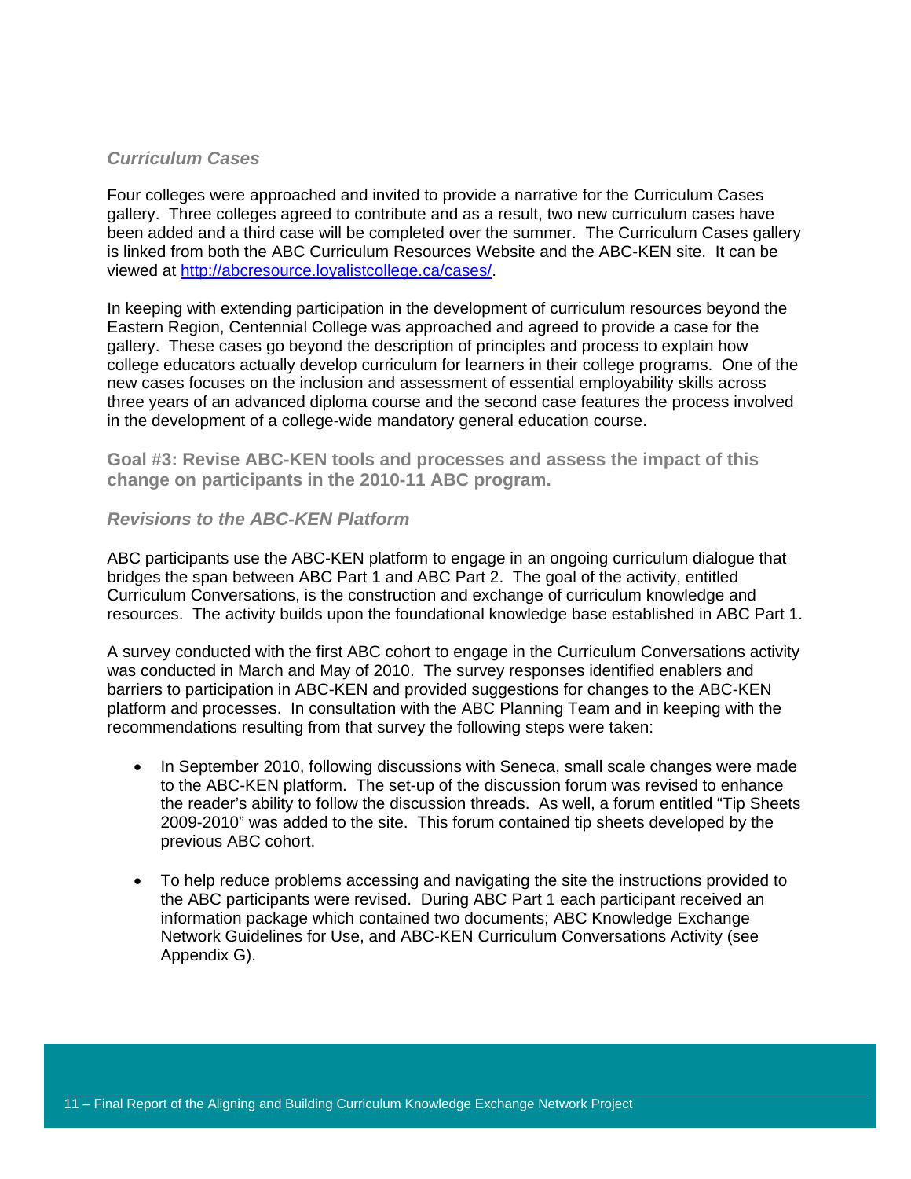### *Curriculum Cases*

Four colleges were approached and invited to provide a narrative for the Curriculum Cases gallery. Three colleges agreed to contribute and as a result, two new curriculum cases have been added and a third case will be completed over the summer. The Curriculum Cases gallery is linked from both the ABC Curriculum Resources Website and the ABC-KEN site. It can be viewed at [http://abcresource.loyalistcollege.ca/cases/](http://abcresource.loyalistcollege.ca/cases/).

In keeping with extending participation in the development of curriculum resources beyond the Eastern Region, Centennial College was approached and agreed to provide a case for the gallery. These cases go beyond the description of principles and process to explain how college educators actually develop curriculum for learners in their college programs. One of the new cases focuses on the inclusion and assessment of essential employability skills across three years of an advanced diploma course and the second case features the process involved in the development of a college-wide mandatory general education course.

## Goal #3: Revise ABC-KEN tools and processes and assess the impact of this change on participants in the 2010-11 ABC program.

### *Revisions to the ABC-KEN Platform*

ABC participants use the ABC-KEN platform to engage in an ongoing curriculum dialogue that bridges the span between ABC Part 1 and ABC Part 2. The goal of the activity, entitled Curriculum Conversations, is the construction and exchange of curriculum knowledge and resources. The activity builds upon the foundational knowledge base established in ABC Part 1.

A survey conducted with the first ABC cohort to engage in the Curriculum Conversations activity was conducted in March and May of 2010. The survey responses identified enablers and barriers to participation in ABC-KEN and provided suggestions for changes to the ABC-KEN platform and processes. In consultation with the ABC Planning Team and in keeping with the recommendations resulting from that survey the following steps were taken:

- In September 2010, following discussions with Seneca, small scale changes were made to the ABC-KEN platform. The set-up of the discussion forum was revised to enhance the reader's ability to follow the discussion threads. As well, a forum entitled "Tip Sheets 2009-2010" was added to the site. This forum contained tip sheets developed by the previous ABC cohort.

- To help reduce problems accessing and navigating the site the instructions provided to the ABC participants were revised. During ABC Part 1 each participant received an information package which contained two documents; ABC Knowledge Exchange Network Guidelines for Use, and ABC-KEN Curriculum Conversations Activity (see Appendix G).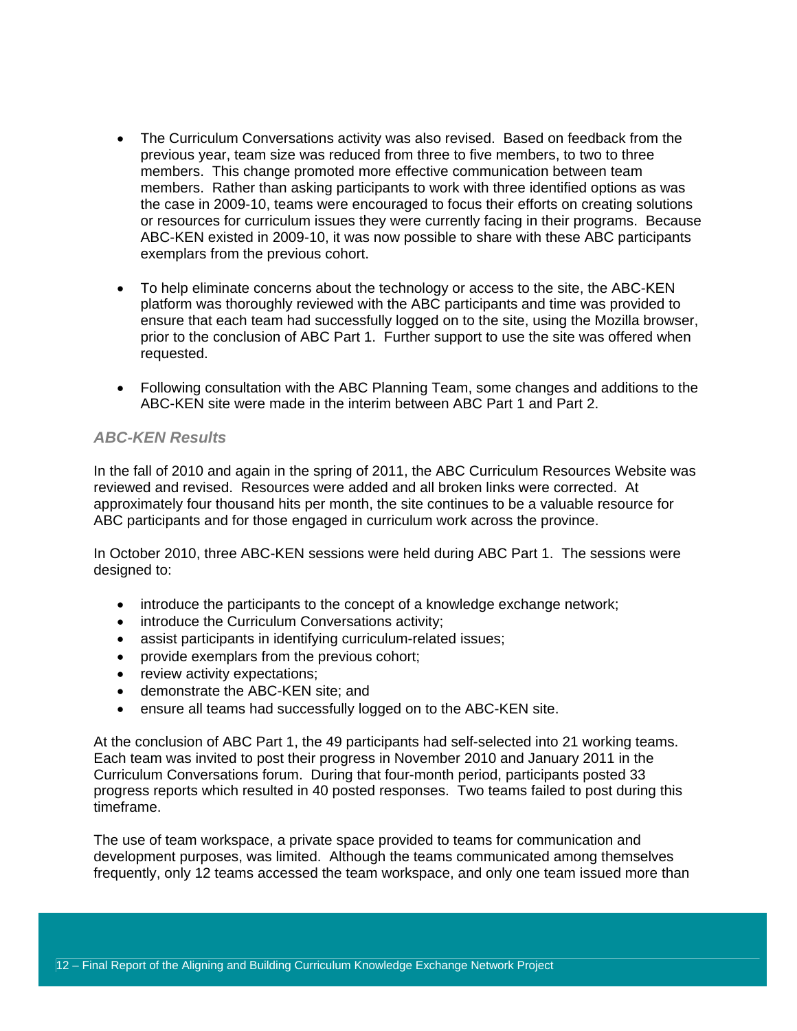- The Curriculum Conversations activity was also revised. Based on feedback from the previous year, team size was reduced from three to five members, to two to three members. This change promoted more effective communication between team members. Rather than asking participants to work with three identified options as was the case in 2009-10, teams were encouraged to focus their efforts on creating solutions or resources for curriculum issues they were currently facing in their programs. Because ABC-KEN existed in 2009-10, it was now possible to share with these ABC participants exemplars from the previous cohort.

- To help eliminate concerns about the technology or access to the site, the ABC-KEN platform was thoroughly reviewed with the ABC participants and time was provided to ensure that each team had successfully logged on to the site, using the Mozilla browser, prior to the conclusion of ABC Part 1. Further support to use the site was offered when requested.

- Following consultation with the ABC Planning Team, some changes and additions to the ABC-KEN site were made in the interim between ABC Part 1 and Part 2.

### *ABC-KEN Results*

In the fall of 2010 and again in the spring of 2011, the ABC Curriculum Resources Website was reviewed and revised. Resources were added and all broken links were corrected. At approximately four thousand hits per month, the site continues to be a valuable resource for ABC participants and for those engaged in curriculum work across the province.

In October 2010, three ABC-KEN sessions were held during ABC Part 1. The sessions were designed to:

- introduce the participants to the concept of a knowledge exchange network;
- introduce the Curriculum Conversations activity;
- assist participants in identifying curriculum-related issues;
- provide exemplars from the previous cohort;
- review activity expectations;
- demonstrate the ABC-KEN site; and
- ensure all teams had successfully logged on to the ABC-KEN site.

At the conclusion of ABC Part 1, the 49 participants had self-selected into 21 working teams. Each team was invited to post their progress in November 2010 and January 2011 in the Curriculum Conversations forum. During that four-month period, participants posted 33 progress reports which resulted in 40 posted responses. Two teams failed to post during this timeframe.

The use of team workspace, a private space provided to teams for communication and development purposes, was limited. Although the teams communicated among themselves frequently, only 12 teams accessed the team workspace, and only one team issued more than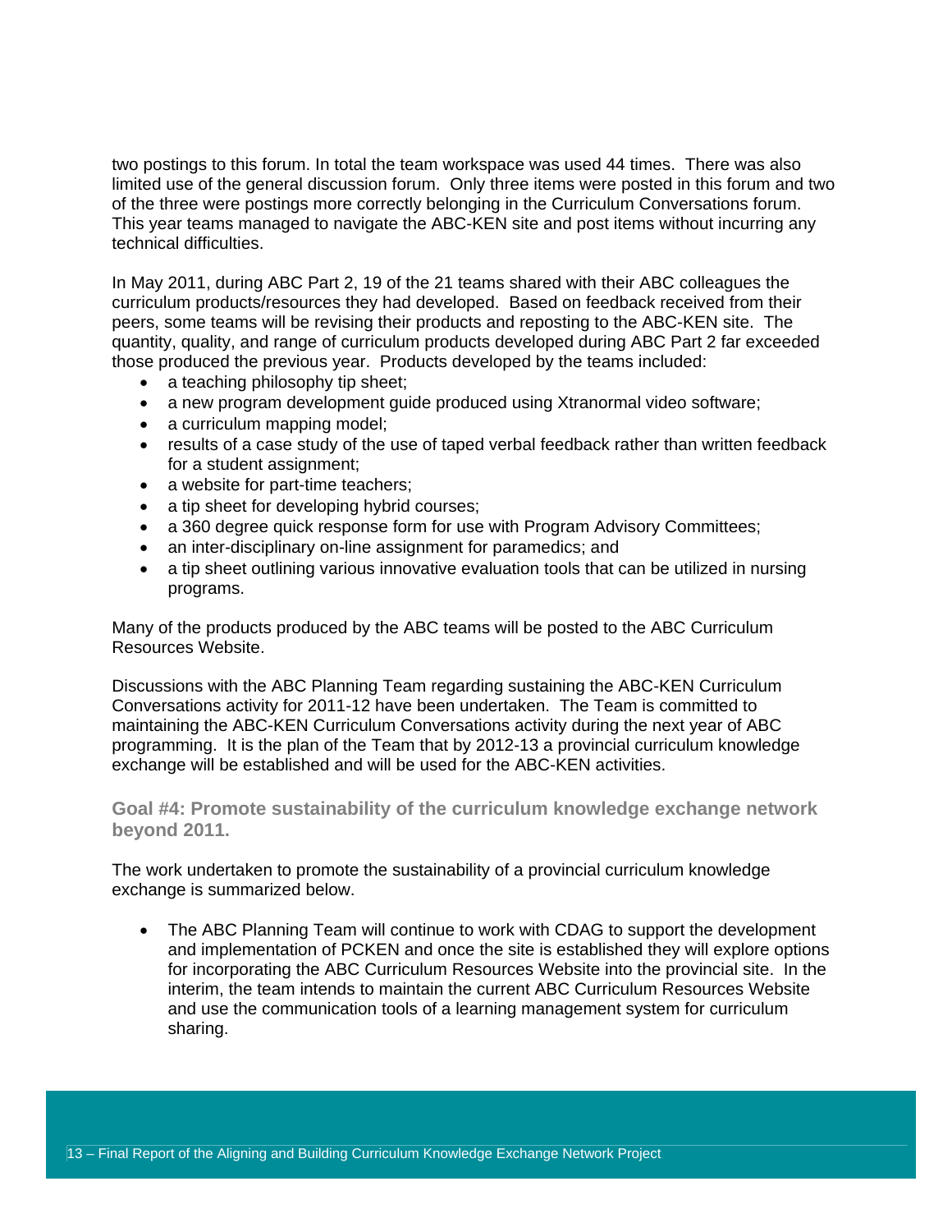two postings to this forum. In total the team workspace was used 44 times. There was also limited use of the general discussion forum. Only three items were posted in this forum and two of the three were postings more correctly belonging in the Curriculum Conversations forum. This year teams managed to navigate the ABC-KEN site and post items without incurring any technical difficulties.

In May 2011, during ABC Part 2, 19 of the 21 teams shared with their ABC colleagues the curriculum products/resources they had developed. Based on feedback received from their peers, some teams will be revising their products and reposting to the ABC-KEN site. The quantity, quality, and range of curriculum products developed during ABC Part 2 far exceeded those produced the previous year. Products developed by the teams included:

- a teaching philosophy tip sheet;
- a new program development guide produced using Xtranormal video software;
- a curriculum mapping model;
- results of a case study of the use of taped verbal feedback rather than written feedback for a student assignment;
- a website for part-time teachers;
- a tip sheet for developing hybrid courses;
- a 360 degree quick response form for use with Program Advisory Committees;
- an inter-disciplinary on-line assignment for paramedics; and
- a tip sheet outlining various innovative evaluation tools that can be utilized in nursing programs.

Many of the products produced by the ABC teams will be posted to the ABC Curriculum Resources Website.

Discussions with the ABC Planning Team regarding sustaining the ABC-KEN Curriculum Conversations activity for 2011-12 have been undertaken. The Team is committed to maintaining the ABC-KEN Curriculum Conversations activity during the next year of ABC programming. It is the plan of the Team that by 2012-13 a provincial curriculum knowledge exchange will be established and will be used for the ABC-KEN activities.

### Goal #4: Promote sustainability of the curriculum knowledge exchange network beyond 2011.

The work undertaken to promote the sustainability of a provincial curriculum knowledge exchange is summarized below.

- The ABC Planning Team will continue to work with CDAG to support the development and implementation of PCKEN and once the site is established they will explore options for incorporating the ABC Curriculum Resources Website into the provincial site. In the interim, the team intends to maintain the current ABC Curriculum Resources Website and use the communication tools of a learning management system for curriculum sharing.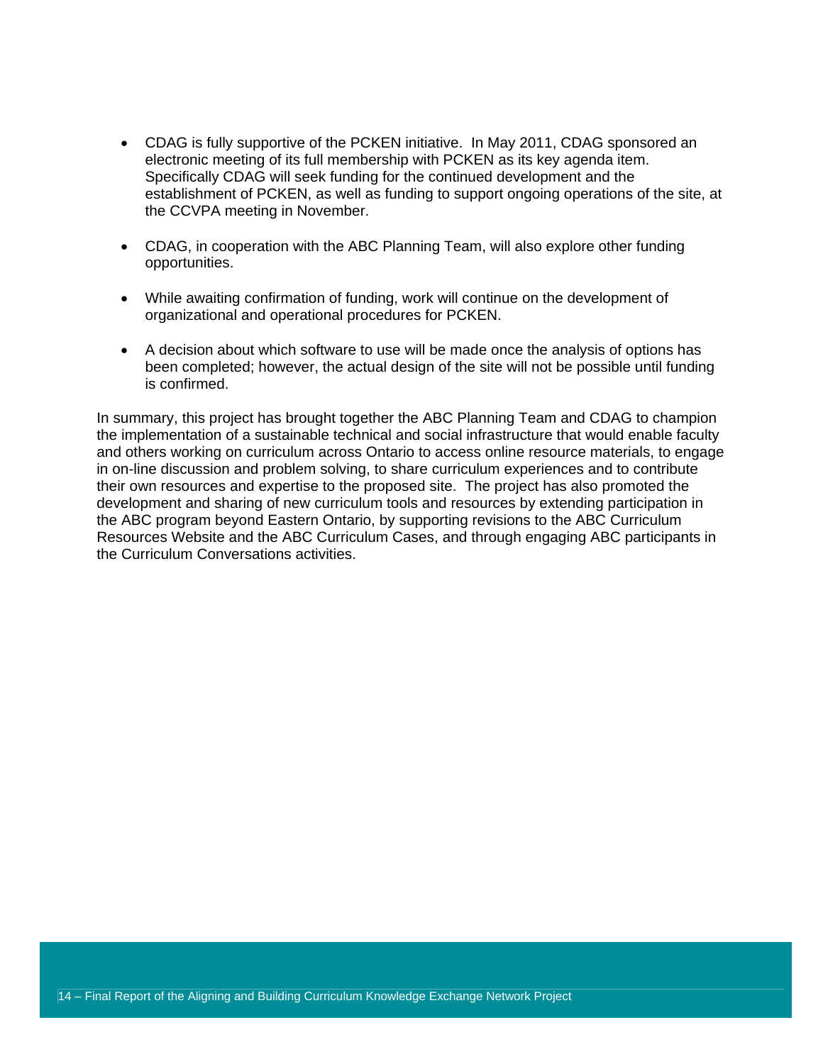- CDAG is fully supportive of the PCKEN initiative. In May 2011, CDAG sponsored an electronic meeting of its full membership with PCKEN as its key agenda item. Specifically CDAG will seek funding for the continued development and the establishment of PCKEN, as well as funding to support ongoing operations of the site, at the CCVPA meeting in November.

- CDAG, in cooperation with the ABC Planning Team, will also explore other funding opportunities.

- While awaiting confirmation of funding, work will continue on the development of organizational and operational procedures for PCKEN.

- A decision about which software to use will be made once the analysis of options has been completed; however, the actual design of the site will not be possible until funding is confirmed.

In summary, this project has brought together the ABC Planning Team and CDAG to champion the implementation of a sustainable technical and social infrastructure that would enable faculty and others working on curriculum across Ontario to access online resource materials, to engage in on-line discussion and problem solving, to share curriculum experiences and to contribute their own resources and expertise to the proposed site. The project has also promoted the development and sharing of new curriculum tools and resources by extending participation in the ABC program beyond Eastern Ontario, by supporting revisions to the ABC Curriculum Resources Website and the ABC Curriculum Cases, and through engaging ABC participants in the Curriculum Conversations activities.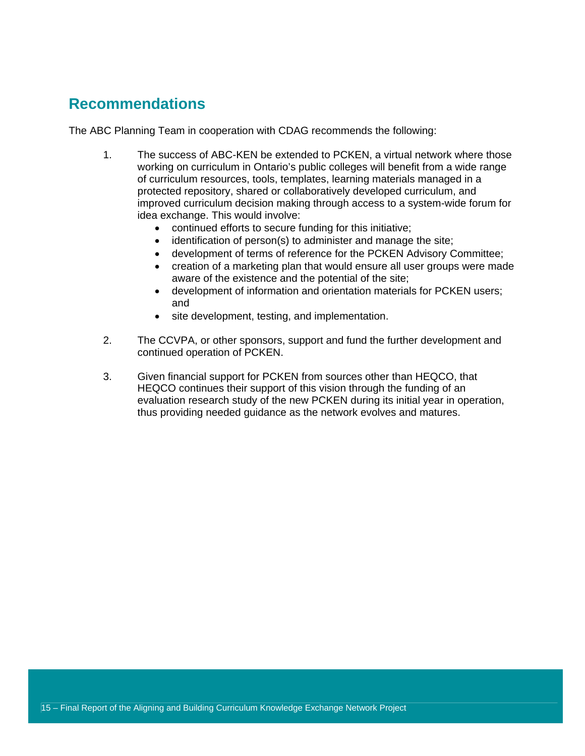## Recommendations

The ABC Planning Team in cooperation with CDAG recommends the following:

1. The success of ABC-KEN be extended to PCKEN, a virtual network where those working on curriculum in Ontario's public colleges will benefit from a wide range of curriculum resources, tools, templates, learning materials managed in a protected repository, shared or collaboratively developed curriculum, and improved curriculum decision making through access to a system-wide forum for idea exchange. This would involve:
   - continued efforts to secure funding for this initiative;
   - identification of person(s) to administer and manage the site;
   - development of terms of reference for the PCKEN Advisory Committee;
   - creation of a marketing plan that would ensure all user groups were made aware of the existence and the potential of the site;
   - development of information and orientation materials for PCKEN users; and
   - site development, testing, and implementation.

2. The CCVPA, or other sponsors, support and fund the further development and continued operation of PCKEN.

3. Given financial support for PCKEN from sources other than HEQCO, that HEQCO continues their support of this vision through the funding of an evaluation research study of the new PCKEN during its initial year in operation, thus providing needed guidance as the network evolves and matures.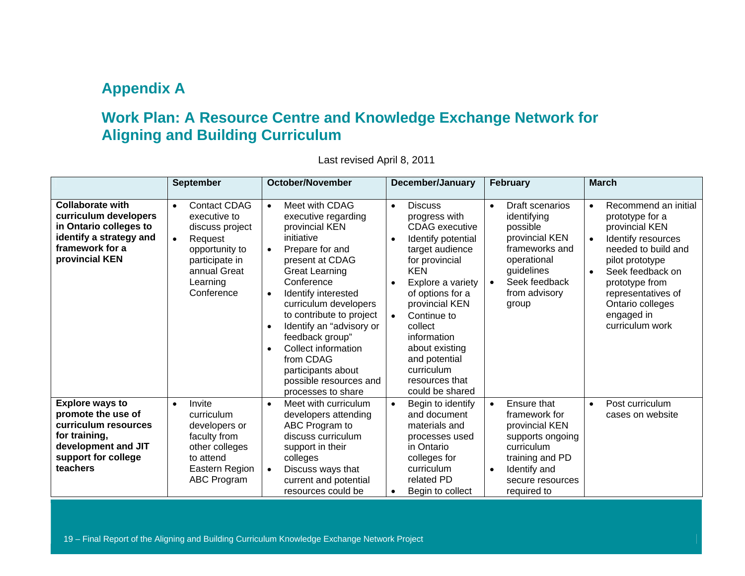## Appendix A

## Work Plan: A Resource Centre and Knowledge Exchange Network for Aligning and Building Curriculum

Last revised April 8, 2011

| | September | October/November | December/January | February | March |
|---|---|---|---|---|---|
| **Collaborate with curriculum developers in Ontario colleges to identify a strategy and framework for a provincial KEN** | • Contact CDAG executive to discuss project<br>• Request opportunity to participate in annual Great Learning Conference | • Meet with CDAG executive regarding provincial KEN initiative<br>• Prepare for and present at CDAG Great Learning Conference<br>• Identify interested curriculum developers to contribute to project<br>• Identify an "advisory or feedback group"<br>• Collect information from CDAG participants about possible resources and processes to share | • Discuss progress with CDAG executive<br>• Identify potential target audience for provincial KEN<br>• Explore a variety of options for a provincial KEN<br>• Continue to collect information about existing and potential curriculum resources that could be shared | • Draft scenarios identifying possible provincial KEN frameworks and operational guidelines<br>• Seek feedback from advisory group | • Recommend an initial prototype for a provincial KEN<br>• Identify resources needed to build and pilot prototype<br>• Seek feedback on prototype from representatives of Ontario colleges engaged in curriculum work |
| **Explore ways to promote the use of curriculum resources for training, development and JIT support for college teachers** | • Invite curriculum developers or faculty from other colleges to attend Eastern Region ABC Program | • Meet with curriculum developers attending ABC Program to discuss curriculum support in their colleges<br>• Discuss ways that current and potential resources could be | • Begin to identify and document materials and processes used in Ontario colleges for curriculum related PD<br>• Begin to collect | • Ensure that framework for provincial KEN supports ongoing curriculum training and PD<br>• Identify and secure resources required to | • Post curriculum cases on website |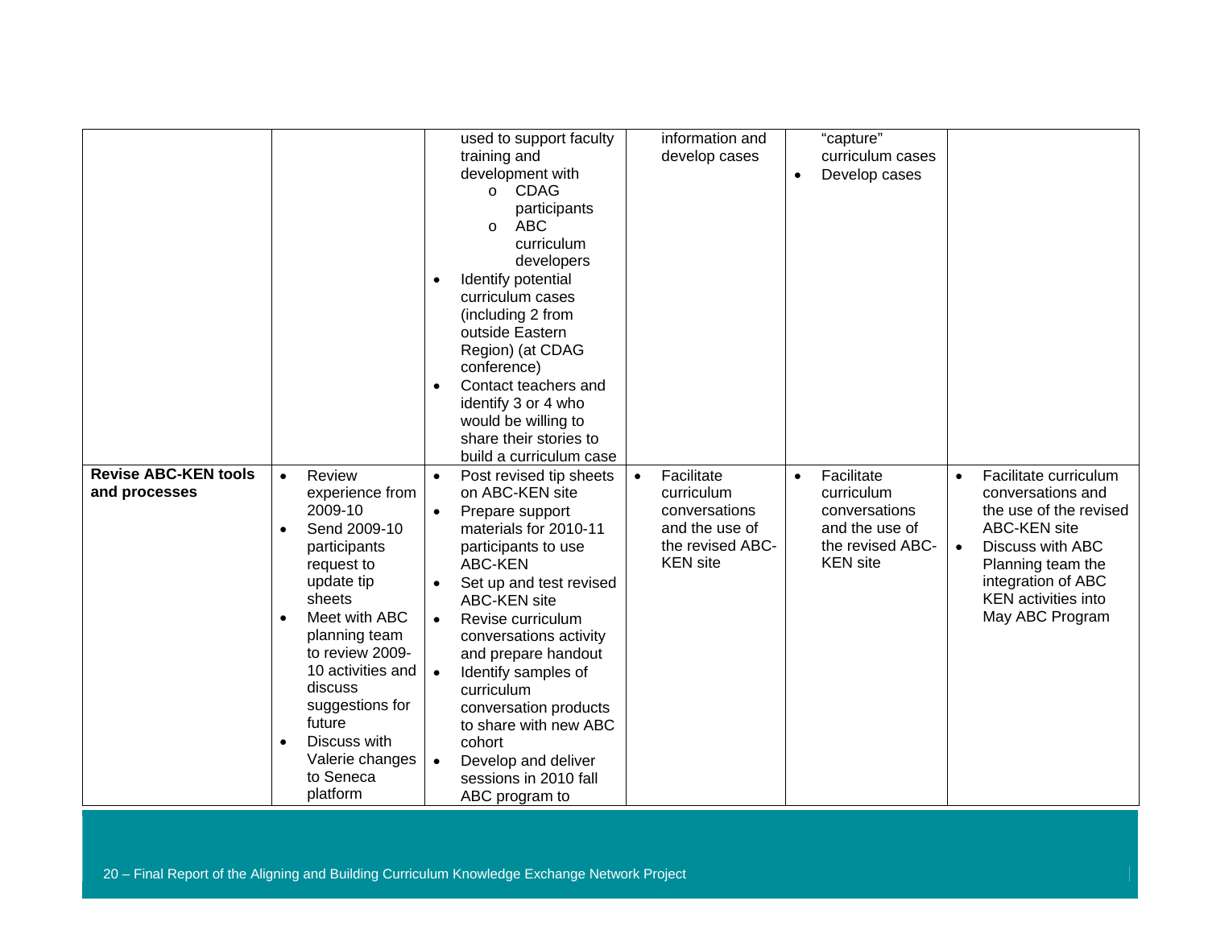| | | | | | |
|---|---|---|---|---|---|
| | | used to support faculty training and development with<br>o CDAG participants<br>o ABC curriculum developers<br>• Identify potential curriculum cases (including 2 from outside Eastern Region) (at CDAG conference)<br>• Contact teachers and identify 3 or 4 who would be willing to share their stories to build a curriculum case | information and develop cases | "capture" curriculum cases<br>• Develop cases | |
| **Revise ABC-KEN tools and processes** | • Review experience from 2009-10<br>• Send 2009-10 participants request to update tip sheets<br>• Meet with ABC planning team to review 2009-10 activities and discuss suggestions for future<br>• Discuss with Valerie changes to Seneca platform | • Post revised tip sheets on ABC-KEN site<br>• Prepare support materials for 2010-11 participants to use ABC-KEN<br>• Set up and test revised ABC-KEN site<br>• Revise curriculum conversations activity and prepare handout<br>• Identify samples of curriculum conversation products to share with new ABC cohort<br>• Develop and deliver sessions in 2010 fall ABC program to | • Facilitate curriculum conversations and the use of the revised ABC-KEN site | • Facilitate curriculum conversations and the use of the revised ABC-KEN site | • Facilitate curriculum conversations and the use of the revised ABC-KEN site<br>• Discuss with ABC Planning team the integration of ABC KEN activities into May ABC Program |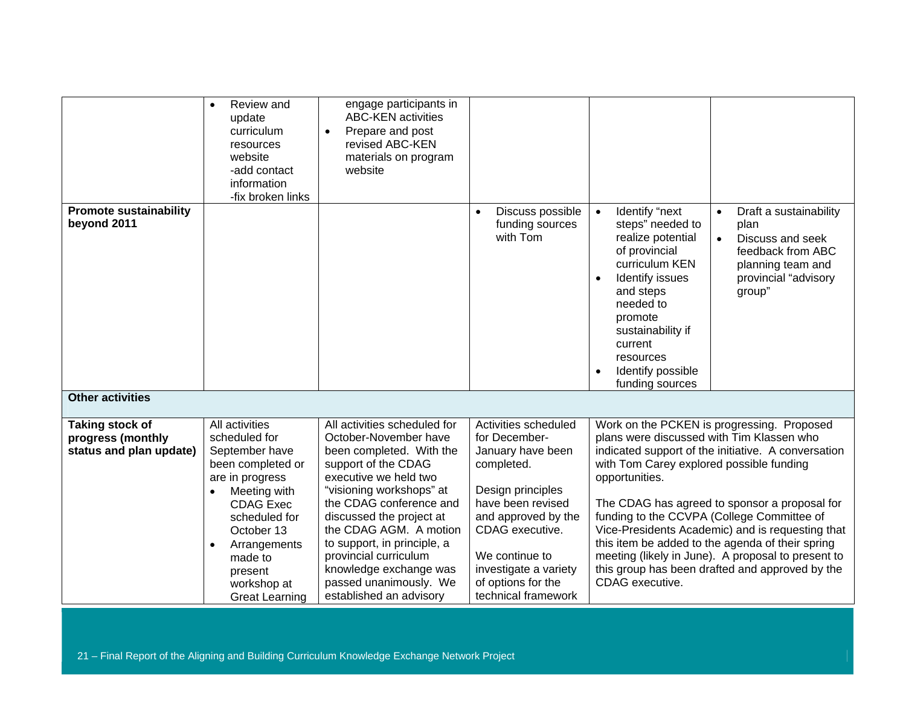| | | | | | |
|---|---|---|---|---|---|
| | • Review and update curriculum resources website -add contact information -fix broken links | engage participants in ABC-KEN activities • Prepare and post revised ABC-KEN materials on program website | | | |
| **Promote sustainability beyond 2011** | | | • Discuss possible funding sources with Tom | • Identify "next steps" needed to realize potential of provincial curriculum KEN • Identify issues and steps needed to promote sustainability if current resources • Identify possible funding sources | • Draft a sustainability plan • Discuss and seek feedback from ABC planning team and provincial "advisory group" |
| **Other activities** | | | | | |
| **Taking stock of progress (monthly status and plan update)** | All activities scheduled for September have been completed or are in progress • Meeting with CDAG Exec scheduled for October 13 • Arrangements made to present workshop at Great Learning | All activities scheduled for October-November have been completed. With the support of the CDAG executive we held two "visioning workshops" at the CDAG conference and discussed the project at the CDAG AGM. A motion to support, in principle, a provincial curriculum knowledge exchange was passed unanimously. We established an advisory | Activities scheduled for December-January have been completed. Design principles have been revised and approved by the CDAG executive. We continue to investigate a variety of options for the technical framework | Work on the PCKEN is progressing. Proposed plans were discussed with Tim Klassen who indicated support of the initiative. A conversation with Tom Carey explored possible funding opportunities. The CDAG has agreed to sponsor a proposal for funding to the CCVPA (College Committee of Vice-Presidents Academic) and is requesting that this item be added to the agenda of their spring meeting (likely in June). A proposal to present to this group has been drafted and approved by the CDAG executive. | |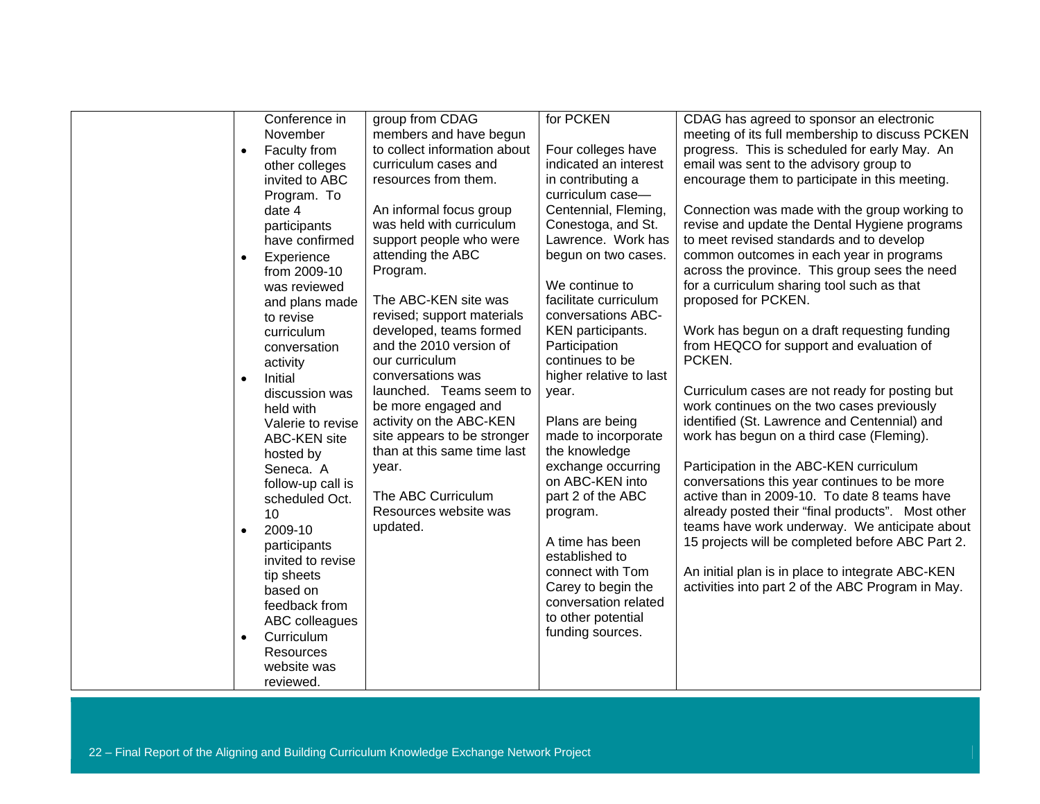| | | | | |
|---|---|---|---|---|
| | Conference in November<br>• Faculty from other colleges invited to ABC Program. To date 4 participants have confirmed<br>• Experience from 2009-10 was reviewed and plans made to revise curriculum conversation activity<br>• Initial discussion was held with Valerie to revise ABC-KEN site hosted by Seneca. A follow-up call is scheduled Oct. 10<br>• 2009-10 participants invited to revise tip sheets based on feedback from ABC colleagues<br>• Curriculum Resources website was reviewed. | group from CDAG members and have begun to collect information about curriculum cases and resources from them.<br><br>An informal focus group was held with curriculum support people who were attending the ABC Program.<br><br>The ABC-KEN site was revised; support materials developed, teams formed and the 2010 version of our curriculum conversations was launched. Teams seem to be more engaged and activity on the ABC-KEN site appears to be stronger than at this same time last year.<br><br>The ABC Curriculum Resources website was updated. | for PCKEN<br><br>Four colleges have indicated an interest in contributing a curriculum case—Centennial, Fleming, Conestoga, and St. Lawrence. Work has begun on two cases.<br><br>We continue to facilitate curriculum conversations ABC-KEN participants. Participation continues to be higher relative to last year.<br><br>Plans are being made to incorporate the knowledge exchange occurring on ABC-KEN into part 2 of the ABC program.<br><br>A time has been established to connect with Tom Carey to begin the conversation related to other potential funding sources. | CDAG has agreed to sponsor an electronic meeting of its full membership to discuss PCKEN progress. This is scheduled for early May. An email was sent to the advisory group to encourage them to participate in this meeting.<br><br>Connection was made with the group working to revise and update the Dental Hygiene programs to meet revised standards and to develop common outcomes in each year in programs across the province. This group sees the need for a curriculum sharing tool such as that proposed for PCKEN.<br><br>Work has begun on a draft requesting funding from HEQCO for support and evaluation of PCKEN.<br><br>Curriculum cases are not ready for posting but work continues on the two cases previously identified (St. Lawrence and Centennial) and work has begun on a third case (Fleming).<br><br>Participation in the ABC-KEN curriculum conversations this year continues to be more active than in 2009-10. To date 8 teams have already posted their "final products". Most other teams have work underway. We anticipate about 15 projects will be completed before ABC Part 2.<br><br>An initial plan is in place to integrate ABC-KEN activities into part 2 of the ABC Program in May. |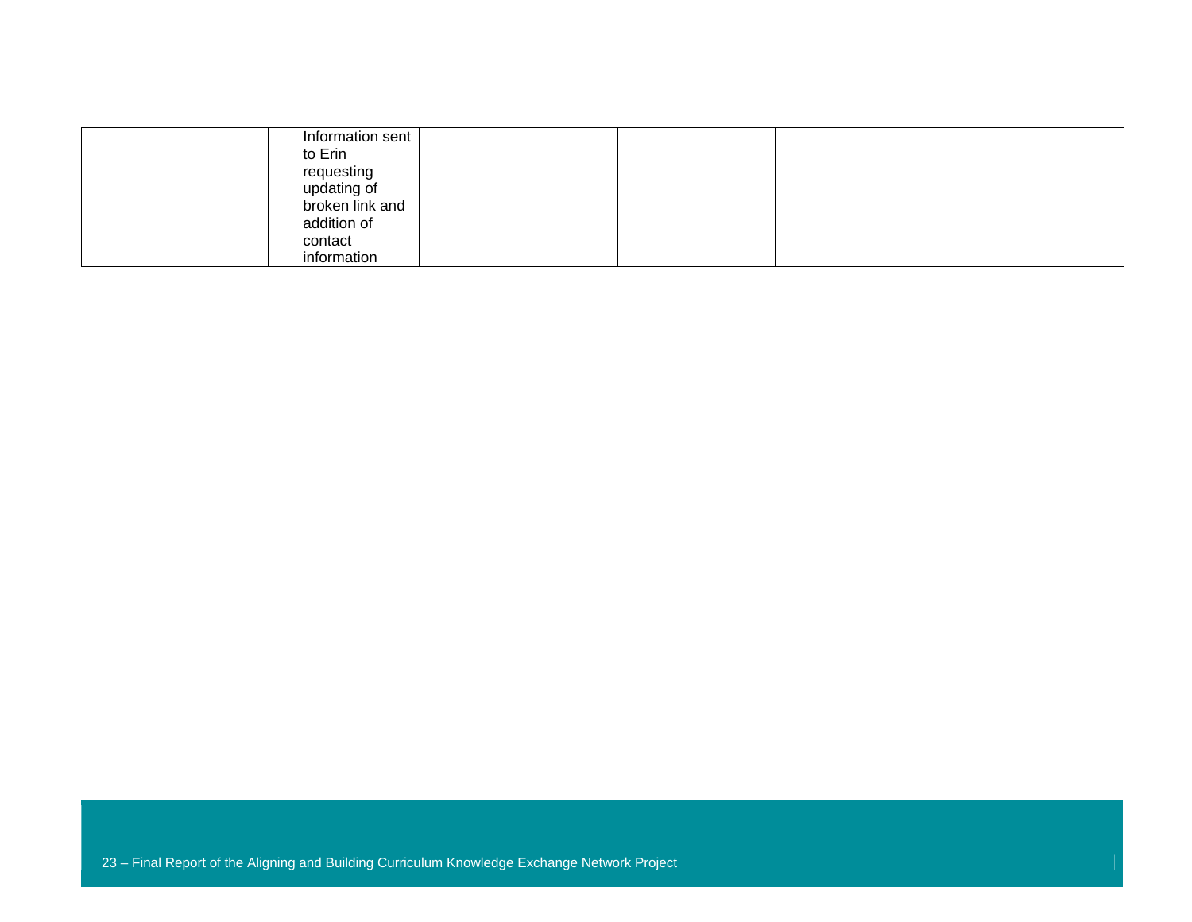|  |  |  |  |  |
|---|---|---|---|---|
|  | Information sent to Erin requesting updating of broken link and addition of contact information |  |  |  |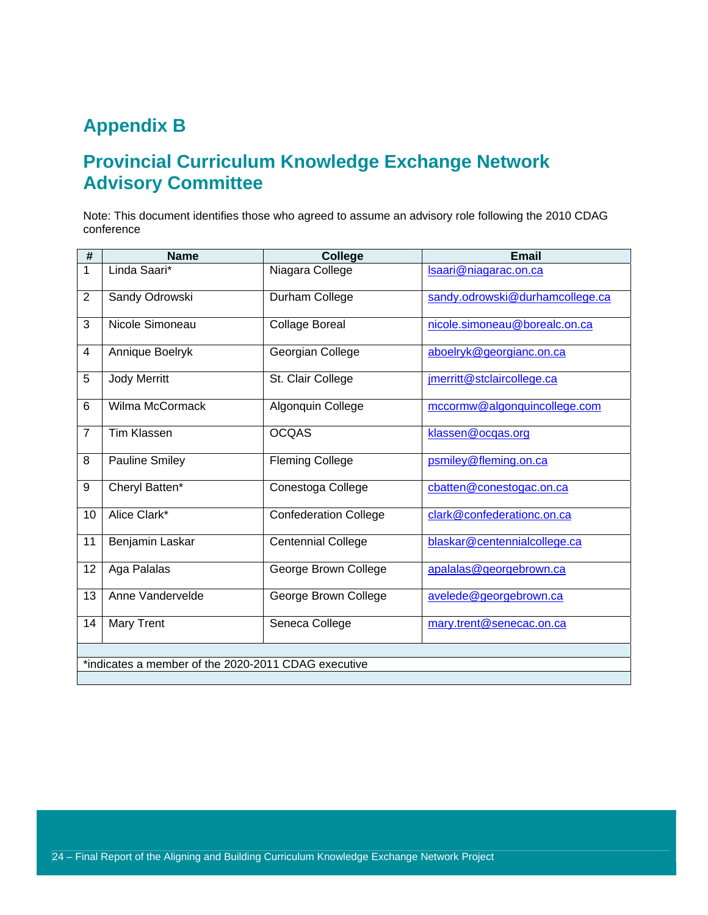## Appendix B

## Provincial Curriculum Knowledge Exchange Network Advisory Committee

Note: This document identifies those who agreed to assume an advisory role following the 2010 CDAG conference

| # | Name | College | Email |
|---|---|---|---|
| 1 | Linda Saari* | Niagara College | lsaari@niagarac.on.ca |
| 2 | Sandy Odrowski | Durham College | sandy.odrowski@durhamcollege.ca |
| 3 | Nicole Simoneau | Collage Boreal | nicole.simoneau@borealc.on.ca |
| 4 | Annique Boelryk | Georgian College | aboelryk@georgianc.on.ca |
| 5 | Jody Merritt | St. Clair College | jmerritt@stclaircollege.ca |
| 6 | Wilma McCormack | Algonquin College | mccormw@algonquincollege.com |
| 7 | Tim Klassen | OCQAS | klassen@ocqas.org |
| 8 | Pauline Smiley | Fleming College | psmiley@fleming.on.ca |
| 9 | Cheryl Batten* | Conestoga College | cbatten@conestogac.on.ca |
| 10 | Alice Clark* | Confederation College | clark@confederationc.on.ca |
| 11 | Benjamin Laskar | Centennial College | blaskar@centennialcollege.ca |
| 12 | Aga Palalas | George Brown College | apalalas@georgebrown.ca |
| 13 | Anne Vandervelde | George Brown College | avelede@georgebrown.ca |
| 14 | Mary Trent | Seneca College | mary.trent@senecac.on.ca |
| | | | |
| *indicates a member of the 2020-2011 CDAG executive | | | |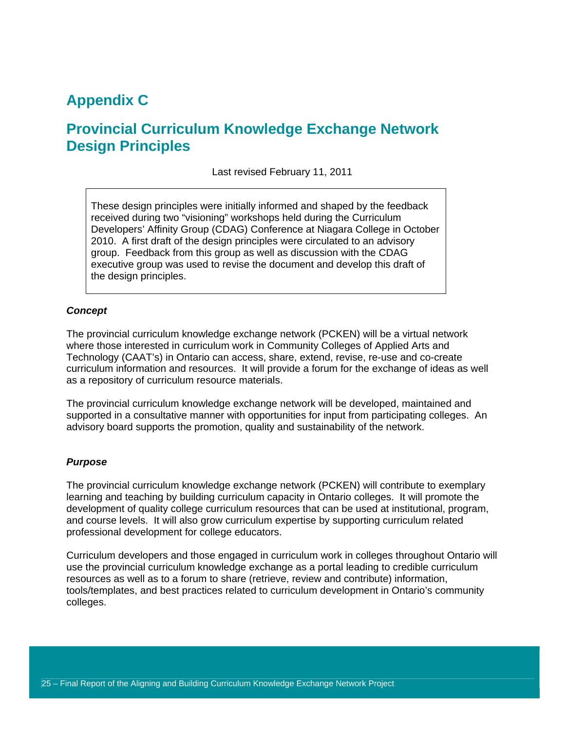# Appendix C

# Provincial Curriculum Knowledge Exchange Network Design Principles

Last revised February 11, 2011

> These design principles were initially informed and shaped by the feedback received during two "visioning" workshops held during the Curriculum Developers' Affinity Group (CDAG) Conference at Niagara College in October 2010. A first draft of the design principles were circulated to an advisory group. Feedback from this group as well as discussion with the CDAG executive group was used to revise the document and develop this draft of the design principles.

***Concept***

The provincial curriculum knowledge exchange network (PCKEN) will be a virtual network where those interested in curriculum work in Community Colleges of Applied Arts and Technology (CAAT's) in Ontario can access, share, extend, revise, re-use and co-create curriculum information and resources. It will provide a forum for the exchange of ideas as well as a repository of curriculum resource materials.

The provincial curriculum knowledge exchange network will be developed, maintained and supported in a consultative manner with opportunities for input from participating colleges. An advisory board supports the promotion, quality and sustainability of the network.

***Purpose***

The provincial curriculum knowledge exchange network (PCKEN) will contribute to exemplary learning and teaching by building curriculum capacity in Ontario colleges. It will promote the development of quality college curriculum resources that can be used at institutional, program, and course levels. It will also grow curriculum expertise by supporting curriculum related professional development for college educators.

Curriculum developers and those engaged in curriculum work in colleges throughout Ontario will use the provincial curriculum knowledge exchange as a portal leading to credible curriculum resources as well as to a forum to share (retrieve, review and contribute) information, tools/templates, and best practices related to curriculum development in Ontario's community colleges.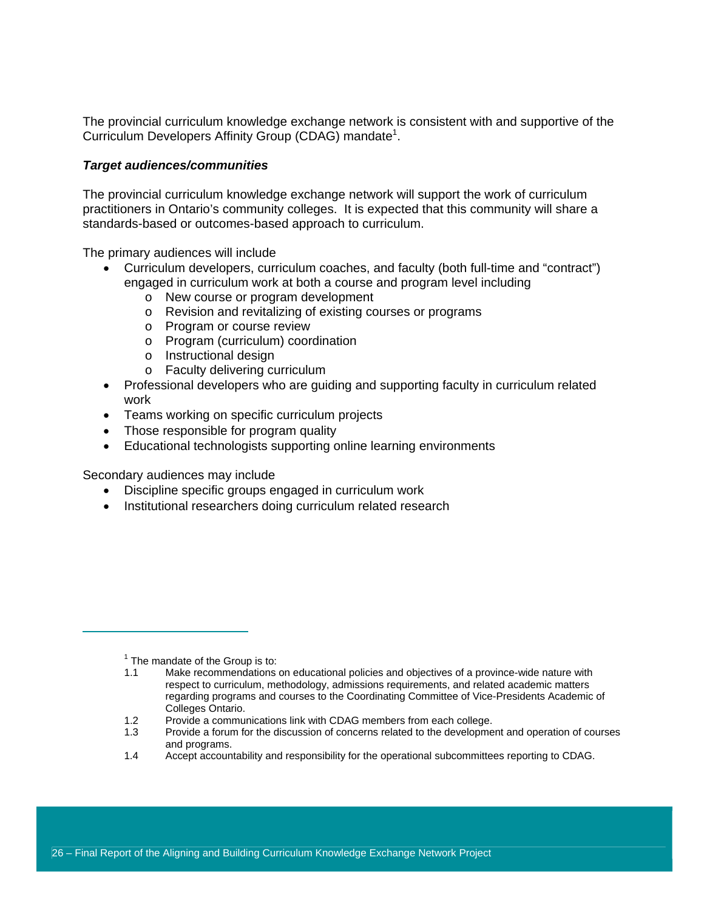The provincial curriculum knowledge exchange network is consistent with and supportive of the Curriculum Developers Affinity Group (CDAG) mandate[1].

***Target audiences/communities***

The provincial curriculum knowledge exchange network will support the work of curriculum practitioners in Ontario's community colleges. It is expected that this community will share a standards-based or outcomes-based approach to curriculum.

The primary audiences will include

- Curriculum developers, curriculum coaches, and faculty (both full-time and "contract") engaged in curriculum work at both a course and program level including
  - New course or program development
  - Revision and revitalizing of existing courses or programs
  - Program or course review
  - Program (curriculum) coordination
  - Instructional design
  - Faculty delivering curriculum
- Professional developers who are guiding and supporting faculty in curriculum related work
- Teams working on specific curriculum projects
- Those responsible for program quality
- Educational technologists supporting online learning environments

Secondary audiences may include

- Discipline specific groups engaged in curriculum work
- Institutional researchers doing curriculum related research

---

[1] The mandate of the Group is to:

1.1 Make recommendations on educational policies and objectives of a province-wide nature with respect to curriculum, methodology, admissions requirements, and related academic matters regarding programs and courses to the Coordinating Committee of Vice-Presidents Academic of Colleges Ontario.

1.2 Provide a communications link with CDAG members from each college.

1.3 Provide a forum for the discussion of concerns related to the development and operation of courses and programs.

1.4 Accept accountability and responsibility for the operational subcommittees reporting to CDAG.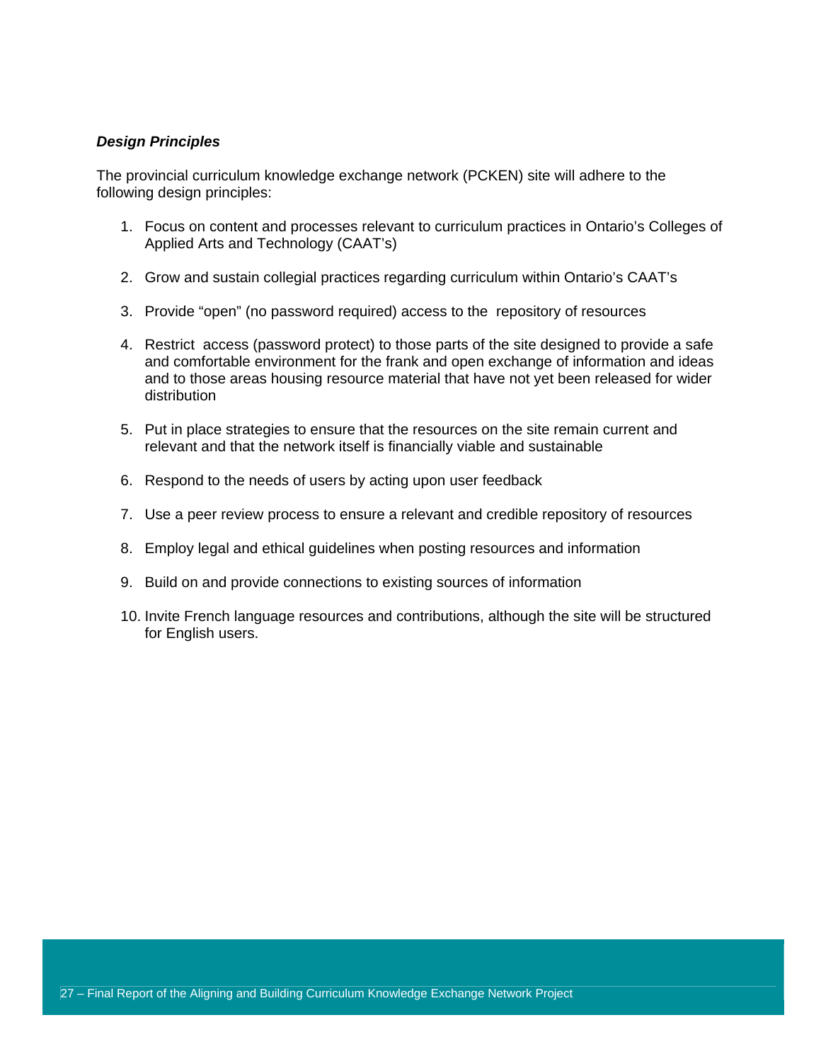***Design Principles***

The provincial curriculum knowledge exchange network (PCKEN) site will adhere to the following design principles:

1. Focus on content and processes relevant to curriculum practices in Ontario's Colleges of Applied Arts and Technology (CAAT's)

2. Grow and sustain collegial practices regarding curriculum within Ontario's CAAT's

3. Provide "open" (no password required) access to the repository of resources

4. Restrict access (password protect) to those parts of the site designed to provide a safe and comfortable environment for the frank and open exchange of information and ideas and to those areas housing resource material that have not yet been released for wider distribution

5. Put in place strategies to ensure that the resources on the site remain current and relevant and that the network itself is financially viable and sustainable

6. Respond to the needs of users by acting upon user feedback

7. Use a peer review process to ensure a relevant and credible repository of resources

8. Employ legal and ethical guidelines when posting resources and information

9. Build on and provide connections to existing sources of information

10. Invite French language resources and contributions, although the site will be structured for English users.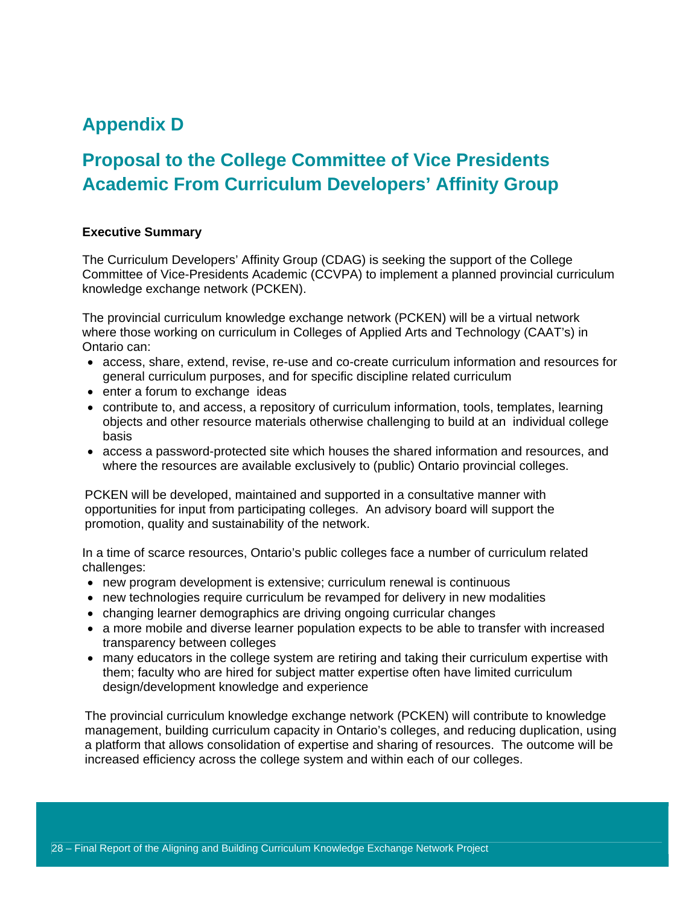# Appendix D

## Proposal to the College Committee of Vice Presidents Academic From Curriculum Developers' Affinity Group

**Executive Summary**

The Curriculum Developers' Affinity Group (CDAG) is seeking the support of the College Committee of Vice-Presidents Academic (CCVPA) to implement a planned provincial curriculum knowledge exchange network (PCKEN).

The provincial curriculum knowledge exchange network (PCKEN) will be a virtual network where those working on curriculum in Colleges of Applied Arts and Technology (CAAT's) in Ontario can:

- access, share, extend, revise, re-use and co-create curriculum information and resources for general curriculum purposes, and for specific discipline related curriculum
- enter a forum to exchange ideas
- contribute to, and access, a repository of curriculum information, tools, templates, learning objects and other resource materials otherwise challenging to build at an individual college basis
- access a password-protected site which houses the shared information and resources, and where the resources are available exclusively to (public) Ontario provincial colleges.

PCKEN will be developed, maintained and supported in a consultative manner with opportunities for input from participating colleges. An advisory board will support the promotion, quality and sustainability of the network.

In a time of scarce resources, Ontario's public colleges face a number of curriculum related challenges:

- new program development is extensive; curriculum renewal is continuous
- new technologies require curriculum be revamped for delivery in new modalities
- changing learner demographics are driving ongoing curricular changes
- a more mobile and diverse learner population expects to be able to transfer with increased transparency between colleges
- many educators in the college system are retiring and taking their curriculum expertise with them; faculty who are hired for subject matter expertise often have limited curriculum design/development knowledge and experience

The provincial curriculum knowledge exchange network (PCKEN) will contribute to knowledge management, building curriculum capacity in Ontario's colleges, and reducing duplication, using a platform that allows consolidation of expertise and sharing of resources. The outcome will be increased efficiency across the college system and within each of our colleges.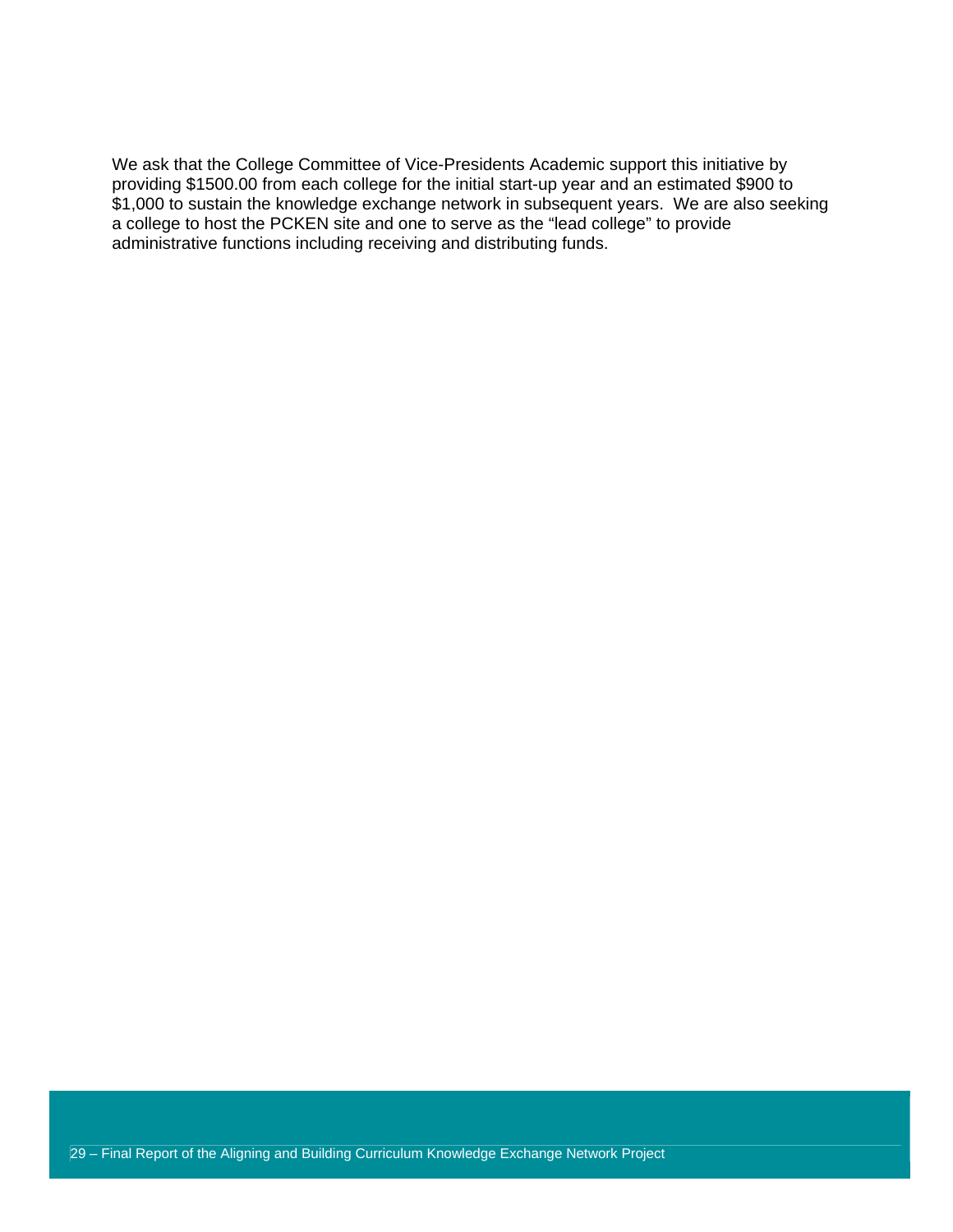We ask that the College Committee of Vice-Presidents Academic support this initiative by providing $1500.00 from each college for the initial start-up year and an estimated $900 to $1,000 to sustain the knowledge exchange network in subsequent years. We are also seeking a college to host the PCKEN site and one to serve as the "lead college" to provide administrative functions including receiving and distributing funds.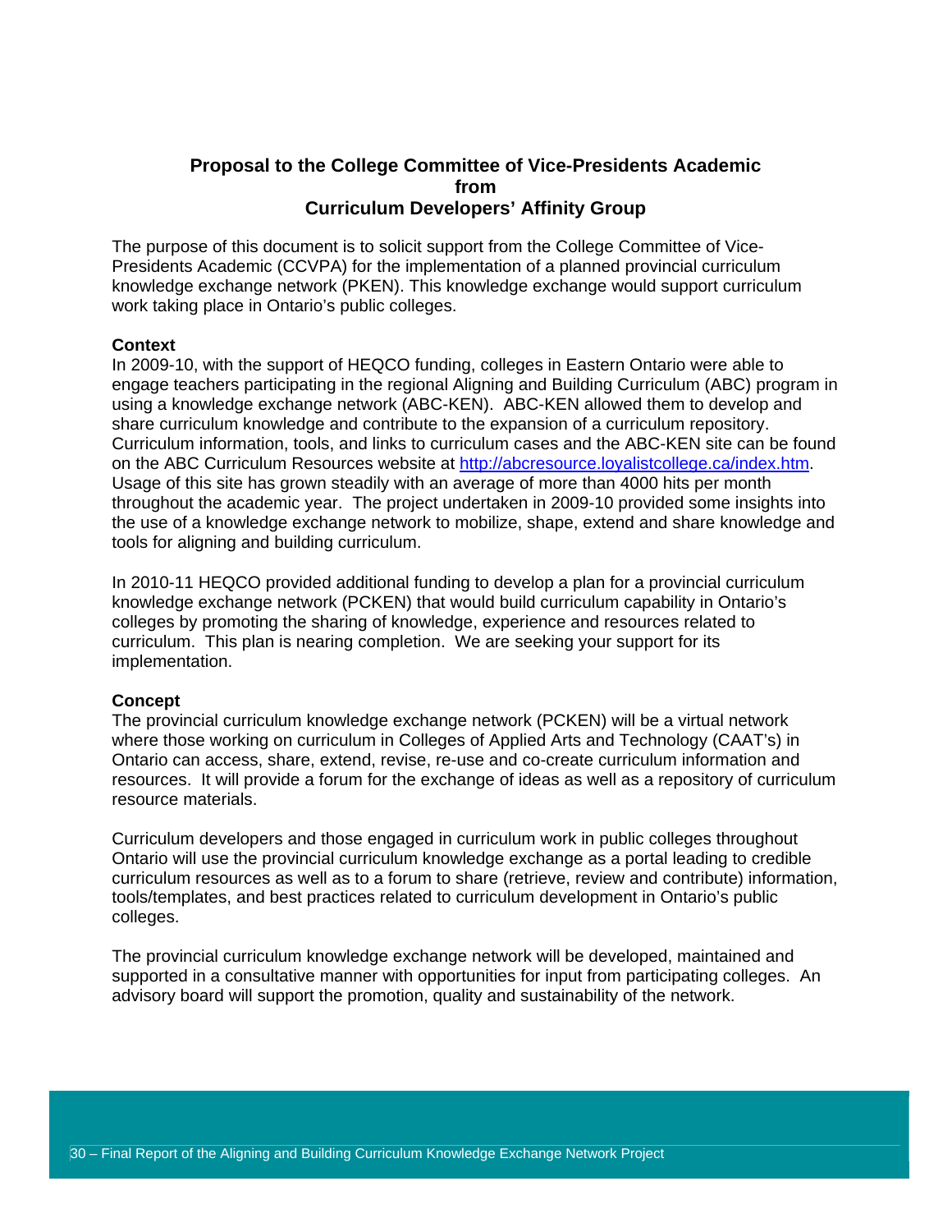**Proposal to the College Committee of Vice-Presidents Academic from Curriculum Developers' Affinity Group**

The purpose of this document is to solicit support from the College Committee of Vice-Presidents Academic (CCVPA) for the implementation of a planned provincial curriculum knowledge exchange network (PKEN). This knowledge exchange would support curriculum work taking place in Ontario's public colleges.

**Context**

In 2009-10, with the support of HEQCO funding, colleges in Eastern Ontario were able to engage teachers participating in the regional Aligning and Building Curriculum (ABC) program in using a knowledge exchange network (ABC-KEN). ABC-KEN allowed them to develop and share curriculum knowledge and contribute to the expansion of a curriculum repository. Curriculum information, tools, and links to curriculum cases and the ABC-KEN site can be found on the ABC Curriculum Resources website at http://abcresource.loyalistcollege.ca/index.htm. Usage of this site has grown steadily with an average of more than 4000 hits per month throughout the academic year. The project undertaken in 2009-10 provided some insights into the use of a knowledge exchange network to mobilize, shape, extend and share knowledge and tools for aligning and building curriculum.

In 2010-11 HEQCO provided additional funding to develop a plan for a provincial curriculum knowledge exchange network (PCKEN) that would build curriculum capability in Ontario's colleges by promoting the sharing of knowledge, experience and resources related to curriculum. This plan is nearing completion. We are seeking your support for its implementation.

**Concept**

The provincial curriculum knowledge exchange network (PCKEN) will be a virtual network where those working on curriculum in Colleges of Applied Arts and Technology (CAAT's) in Ontario can access, share, extend, revise, re-use and co-create curriculum information and resources. It will provide a forum for the exchange of ideas as well as a repository of curriculum resource materials.

Curriculum developers and those engaged in curriculum work in public colleges throughout Ontario will use the provincial curriculum knowledge exchange as a portal leading to credible curriculum resources as well as to a forum to share (retrieve, review and contribute) information, tools/templates, and best practices related to curriculum development in Ontario's public colleges.

The provincial curriculum knowledge exchange network will be developed, maintained and supported in a consultative manner with opportunities for input from participating colleges. An advisory board will support the promotion, quality and sustainability of the network.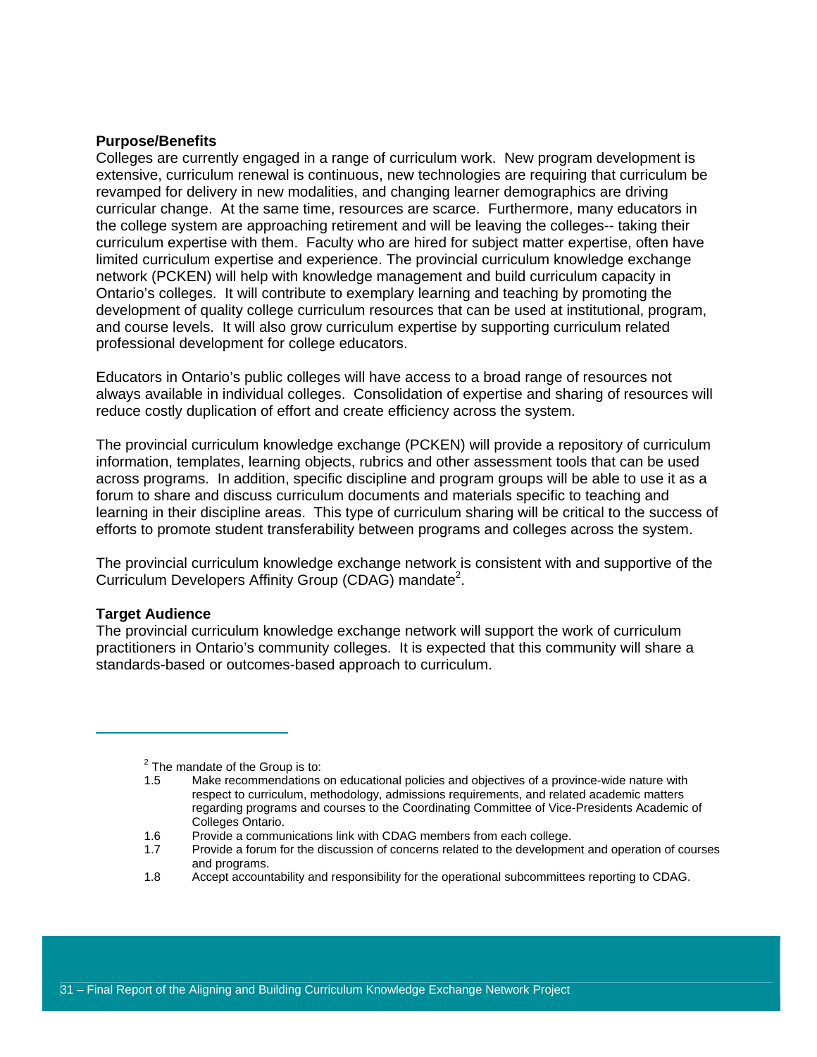**Purpose/Benefits**

Colleges are currently engaged in a range of curriculum work. New program development is extensive, curriculum renewal is continuous, new technologies are requiring that curriculum be revamped for delivery in new modalities, and changing learner demographics are driving curricular change. At the same time, resources are scarce. Furthermore, many educators in the college system are approaching retirement and will be leaving the colleges-- taking their curriculum expertise with them. Faculty who are hired for subject matter expertise, often have limited curriculum expertise and experience. The provincial curriculum knowledge exchange network (PCKEN) will help with knowledge management and build curriculum capacity in Ontario's colleges. It will contribute to exemplary learning and teaching by promoting the development of quality college curriculum resources that can be used at institutional, program, and course levels. It will also grow curriculum expertise by supporting curriculum related professional development for college educators.

Educators in Ontario's public colleges will have access to a broad range of resources not always available in individual colleges. Consolidation of expertise and sharing of resources will reduce costly duplication of effort and create efficiency across the system.

The provincial curriculum knowledge exchange (PCKEN) will provide a repository of curriculum information, templates, learning objects, rubrics and other assessment tools that can be used across programs. In addition, specific discipline and program groups will be able to use it as a forum to share and discuss curriculum documents and materials specific to teaching and learning in their discipline areas. This type of curriculum sharing will be critical to the success of efforts to promote student transferability between programs and colleges across the system.

The provincial curriculum knowledge exchange network is consistent with and supportive of the Curriculum Developers Affinity Group (CDAG) mandate[2].

**Target Audience**

The provincial curriculum knowledge exchange network will support the work of curriculum practitioners in Ontario's community colleges. It is expected that this community will share a standards-based or outcomes-based approach to curriculum.

---

[2] The mandate of the Group is to:

1.5 Make recommendations on educational policies and objectives of a province-wide nature with respect to curriculum, methodology, admissions requirements, and related academic matters regarding programs and courses to the Coordinating Committee of Vice-Presidents Academic of Colleges Ontario.

1.6 Provide a communications link with CDAG members from each college.

1.7 Provide a forum for the discussion of concerns related to the development and operation of courses and programs.

1.8 Accept accountability and responsibility for the operational subcommittees reporting to CDAG.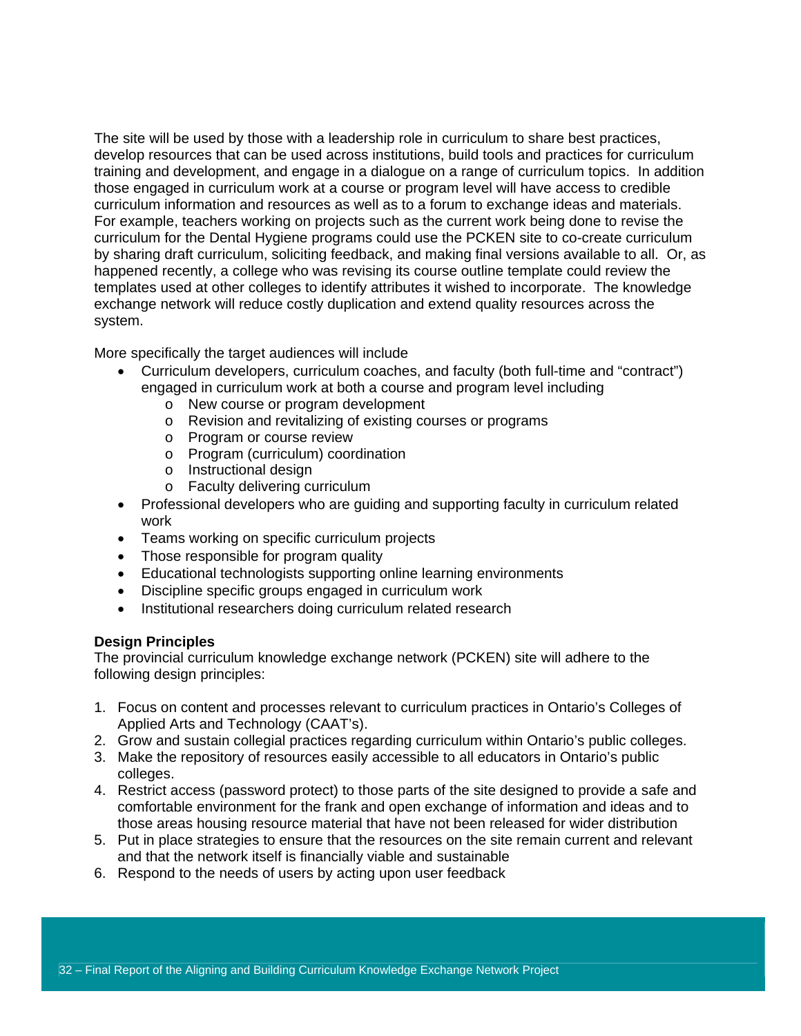The site will be used by those with a leadership role in curriculum to share best practices, develop resources that can be used across institutions, build tools and practices for curriculum training and development, and engage in a dialogue on a range of curriculum topics. In addition those engaged in curriculum work at a course or program level will have access to credible curriculum information and resources as well as to a forum to exchange ideas and materials. For example, teachers working on projects such as the current work being done to revise the curriculum for the Dental Hygiene programs could use the PCKEN site to co-create curriculum by sharing draft curriculum, soliciting feedback, and making final versions available to all. Or, as happened recently, a college who was revising its course outline template could review the templates used at other colleges to identify attributes it wished to incorporate. The knowledge exchange network will reduce costly duplication and extend quality resources across the system.

More specifically the target audiences will include

- Curriculum developers, curriculum coaches, and faculty (both full-time and "contract") engaged in curriculum work at both a course and program level including
  - New course or program development
  - Revision and revitalizing of existing courses or programs
  - Program or course review
  - Program (curriculum) coordination
  - Instructional design
  - Faculty delivering curriculum
- Professional developers who are guiding and supporting faculty in curriculum related work
- Teams working on specific curriculum projects
- Those responsible for program quality
- Educational technologists supporting online learning environments
- Discipline specific groups engaged in curriculum work
- Institutional researchers doing curriculum related research

**Design Principles**

The provincial curriculum knowledge exchange network (PCKEN) site will adhere to the following design principles:

1. Focus on content and processes relevant to curriculum practices in Ontario's Colleges of Applied Arts and Technology (CAAT's).
2. Grow and sustain collegial practices regarding curriculum within Ontario's public colleges.
3. Make the repository of resources easily accessible to all educators in Ontario's public colleges.
4. Restrict access (password protect) to those parts of the site designed to provide a safe and comfortable environment for the frank and open exchange of information and ideas and to those areas housing resource material that have not been released for wider distribution
5. Put in place strategies to ensure that the resources on the site remain current and relevant and that the network itself is financially viable and sustainable
6. Respond to the needs of users by acting upon user feedback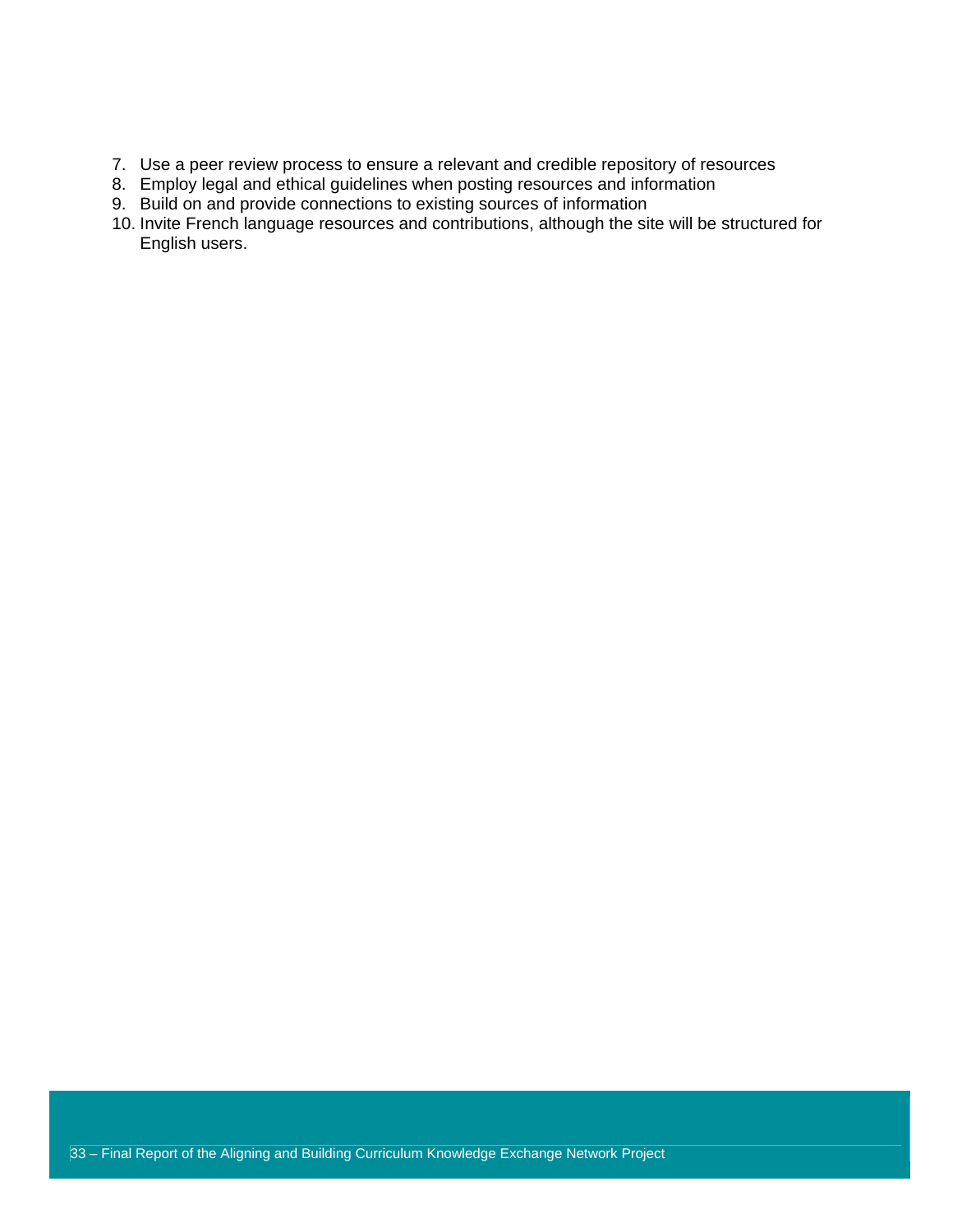7. Use a peer review process to ensure a relevant and credible repository of resources
8. Employ legal and ethical guidelines when posting resources and information
9. Build on and provide connections to existing sources of information
10. Invite French language resources and contributions, although the site will be structured for English users.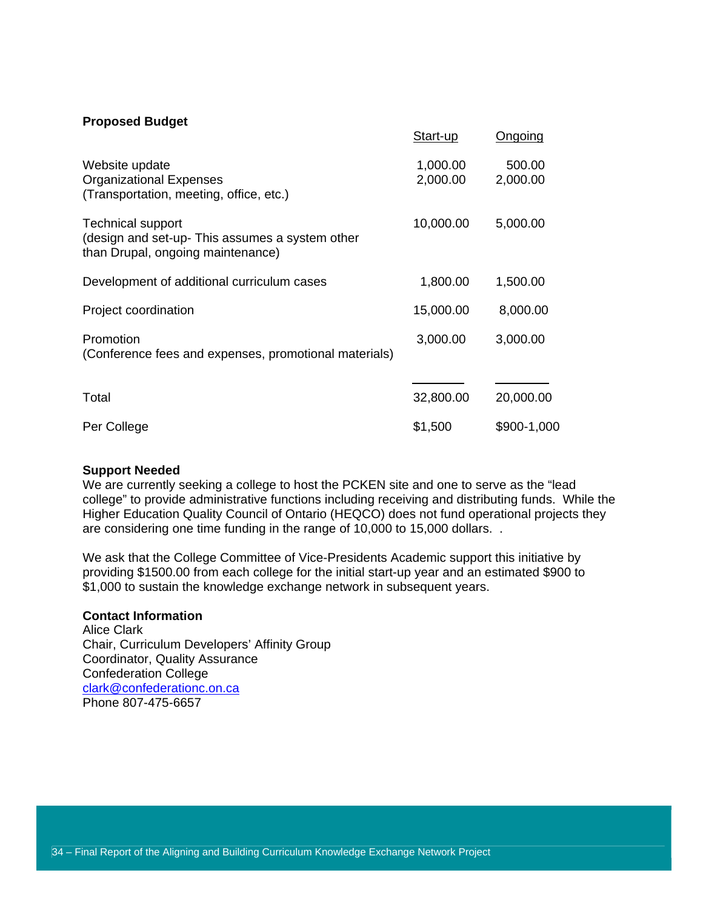**Proposed Budget**

| | Start-up | Ongoing |
|---|---|---|
| Website update | 1,000.00 | 500.00 |
| Organizational Expenses (Transportation, meeting, office, etc.) | 2,000.00 | 2,000.00 |
| Technical support (design and set-up- This assumes a system other than Drupal, ongoing maintenance) | 10,000.00 | 5,000.00 |
| Development of additional curriculum cases | 1,800.00 | 1,500.00 |
| Project coordination | 15,000.00 | 8,000.00 |
| Promotion (Conference fees and expenses, promotional materials) | 3,000.00 | 3,000.00 |
| Total | 32,800.00 | 20,000.00 |
| Per College | $1,500 | $900-1,000 |

**Support Needed**

We are currently seeking a college to host the PCKEN site and one to serve as the "lead college" to provide administrative functions including receiving and distributing funds. While the Higher Education Quality Council of Ontario (HEQCO) does not fund operational projects they are considering one time funding in the range of 10,000 to 15,000 dollars. .

We ask that the College Committee of Vice-Presidents Academic support this initiative by providing $1500.00 from each college for the initial start-up year and an estimated $900 to $1,000 to sustain the knowledge exchange network in subsequent years.

**Contact Information**

Alice Clark
Chair, Curriculum Developers' Affinity Group
Coordinator, Quality Assurance
Confederation College
clark@confederationc.on.ca
Phone 807-475-6657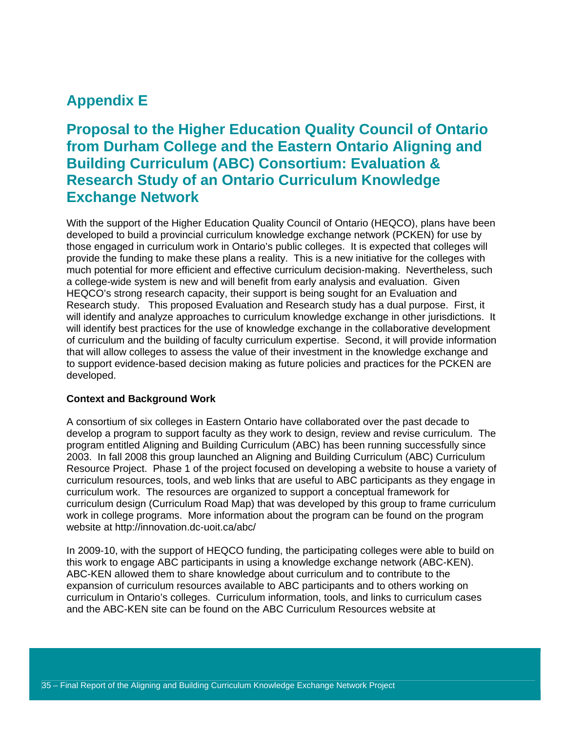# Appendix E

## Proposal to the Higher Education Quality Council of Ontario from Durham College and the Eastern Ontario Aligning and Building Curriculum (ABC) Consortium: Evaluation & Research Study of an Ontario Curriculum Knowledge Exchange Network

With the support of the Higher Education Quality Council of Ontario (HEQCO), plans have been developed to build a provincial curriculum knowledge exchange network (PCKEN) for use by those engaged in curriculum work in Ontario's public colleges. It is expected that colleges will provide the funding to make these plans a reality. This is a new initiative for the colleges with much potential for more efficient and effective curriculum decision-making. Nevertheless, such a college-wide system is new and will benefit from early analysis and evaluation. Given HEQCO's strong research capacity, their support is being sought for an Evaluation and Research study. This proposed Evaluation and Research study has a dual purpose. First, it will identify and analyze approaches to curriculum knowledge exchange in other jurisdictions. It will identify best practices for the use of knowledge exchange in the collaborative development of curriculum and the building of faculty curriculum expertise. Second, it will provide information that will allow colleges to assess the value of their investment in the knowledge exchange and to support evidence-based decision making as future policies and practices for the PCKEN are developed.

**Context and Background Work**

A consortium of six colleges in Eastern Ontario have collaborated over the past decade to develop a program to support faculty as they work to design, review and revise curriculum. The program entitled Aligning and Building Curriculum (ABC) has been running successfully since 2003. In fall 2008 this group launched an Aligning and Building Curriculum (ABC) Curriculum Resource Project. Phase 1 of the project focused on developing a website to house a variety of curriculum resources, tools, and web links that are useful to ABC participants as they engage in curriculum work. The resources are organized to support a conceptual framework for curriculum design (Curriculum Road Map) that was developed by this group to frame curriculum work in college programs. More information about the program can be found on the program website at http://innovation.dc-uoit.ca/abc/

In 2009-10, with the support of HEQCO funding, the participating colleges were able to build on this work to engage ABC participants in using a knowledge exchange network (ABC-KEN). ABC-KEN allowed them to share knowledge about curriculum and to contribute to the expansion of curriculum resources available to ABC participants and to others working on curriculum in Ontario's colleges. Curriculum information, tools, and links to curriculum cases and the ABC-KEN site can be found on the ABC Curriculum Resources website at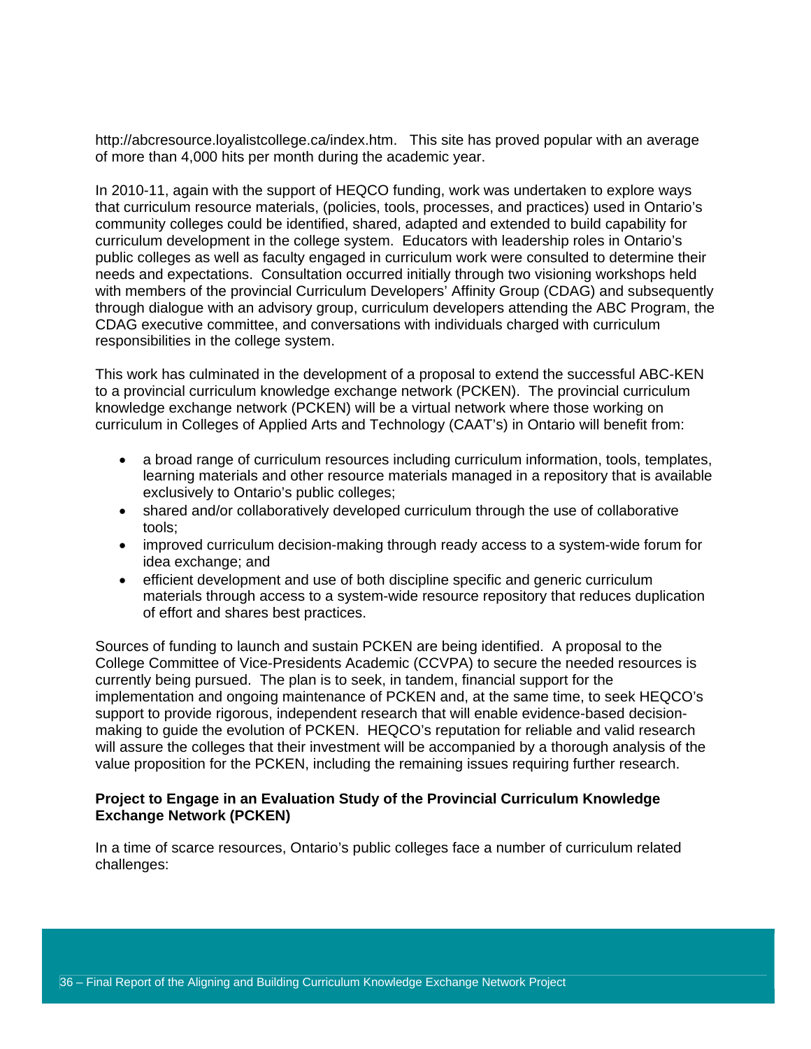http://abcresource.loyalistcollege.ca/index.htm. This site has proved popular with an average of more than 4,000 hits per month during the academic year.

In 2010-11, again with the support of HEQCO funding, work was undertaken to explore ways that curriculum resource materials, (policies, tools, processes, and practices) used in Ontario's community colleges could be identified, shared, adapted and extended to build capability for curriculum development in the college system. Educators with leadership roles in Ontario's public colleges as well as faculty engaged in curriculum work were consulted to determine their needs and expectations. Consultation occurred initially through two visioning workshops held with members of the provincial Curriculum Developers' Affinity Group (CDAG) and subsequently through dialogue with an advisory group, curriculum developers attending the ABC Program, the CDAG executive committee, and conversations with individuals charged with curriculum responsibilities in the college system.

This work has culminated in the development of a proposal to extend the successful ABC-KEN to a provincial curriculum knowledge exchange network (PCKEN). The provincial curriculum knowledge exchange network (PCKEN) will be a virtual network where those working on curriculum in Colleges of Applied Arts and Technology (CAAT's) in Ontario will benefit from:

- a broad range of curriculum resources including curriculum information, tools, templates, learning materials and other resource materials managed in a repository that is available exclusively to Ontario's public colleges;
- shared and/or collaboratively developed curriculum through the use of collaborative tools;
- improved curriculum decision-making through ready access to a system-wide forum for idea exchange; and
- efficient development and use of both discipline specific and generic curriculum materials through access to a system-wide resource repository that reduces duplication of effort and shares best practices.

Sources of funding to launch and sustain PCKEN are being identified. A proposal to the College Committee of Vice-Presidents Academic (CCVPA) to secure the needed resources is currently being pursued. The plan is to seek, in tandem, financial support for the implementation and ongoing maintenance of PCKEN and, at the same time, to seek HEQCO's support to provide rigorous, independent research that will enable evidence-based decision-making to guide the evolution of PCKEN. HEQCO's reputation for reliable and valid research will assure the colleges that their investment will be accompanied by a thorough analysis of the value proposition for the PCKEN, including the remaining issues requiring further research.

**Project to Engage in an Evaluation Study of the Provincial Curriculum Knowledge Exchange Network (PCKEN)**

In a time of scarce resources, Ontario's public colleges face a number of curriculum related challenges: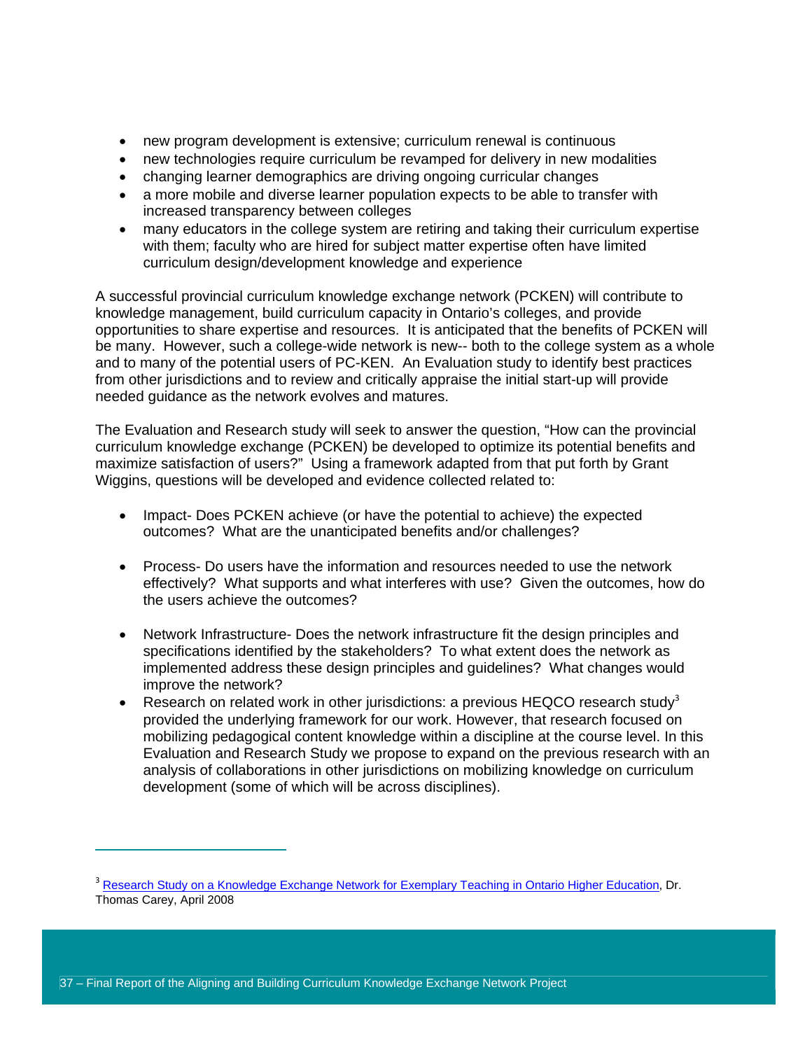- new program development is extensive; curriculum renewal is continuous
- new technologies require curriculum be revamped for delivery in new modalities
- changing learner demographics are driving ongoing curricular changes
- a more mobile and diverse learner population expects to be able to transfer with increased transparency between colleges
- many educators in the college system are retiring and taking their curriculum expertise with them; faculty who are hired for subject matter expertise often have limited curriculum design/development knowledge and experience

A successful provincial curriculum knowledge exchange network (PCKEN) will contribute to knowledge management, build curriculum capacity in Ontario's colleges, and provide opportunities to share expertise and resources. It is anticipated that the benefits of PCKEN will be many. However, such a college-wide network is new-- both to the college system as a whole and to many of the potential users of PC-KEN. An Evaluation study to identify best practices from other jurisdictions and to review and critically appraise the initial start-up will provide needed guidance as the network evolves and matures.

The Evaluation and Research study will seek to answer the question, "How can the provincial curriculum knowledge exchange (PCKEN) be developed to optimize its potential benefits and maximize satisfaction of users?" Using a framework adapted from that put forth by Grant Wiggins, questions will be developed and evidence collected related to:

- Impact- Does PCKEN achieve (or have the potential to achieve) the expected outcomes? What are the unanticipated benefits and/or challenges?

- Process- Do users have the information and resources needed to use the network effectively? What supports and what interferes with use? Given the outcomes, how do the users achieve the outcomes?

- Network Infrastructure- Does the network infrastructure fit the design principles and specifications identified by the stakeholders? To what extent does the network as implemented address these design principles and guidelines? What changes would improve the network?
- Research on related work in other jurisdictions: a previous HEQCO research study[3] provided the underlying framework for our work. However, that research focused on mobilizing pedagogical content knowledge within a discipline at the course level. In this Evaluation and Research Study we propose to expand on the previous research with an analysis of collaborations in other jurisdictions on mobilizing knowledge on curriculum development (some of which will be across disciplines).

---

[3] Research Study on a Knowledge Exchange Network for Exemplary Teaching in Ontario Higher Education, Dr. Thomas Carey, April 2008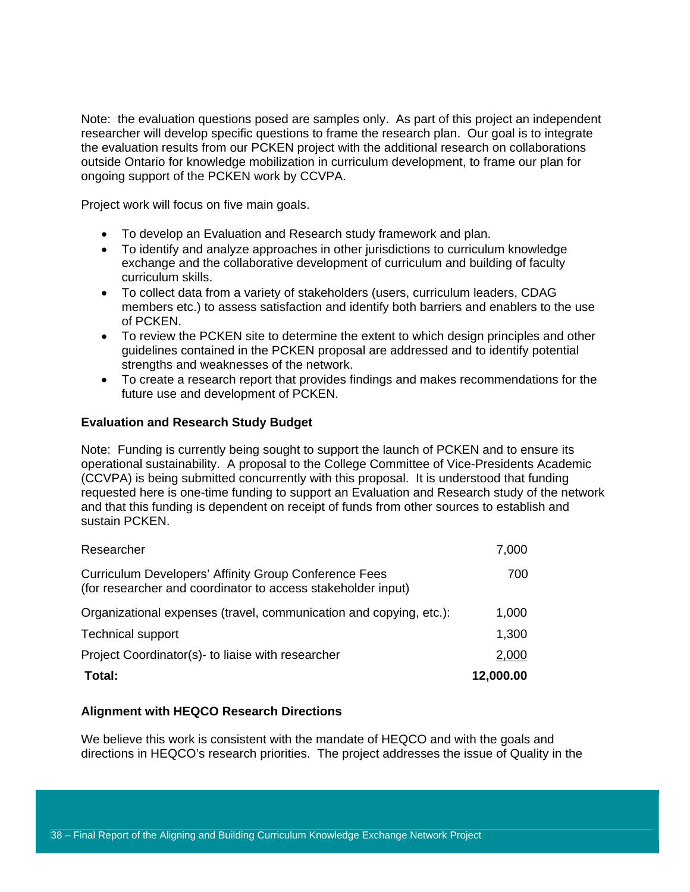Note: the evaluation questions posed are samples only. As part of this project an independent researcher will develop specific questions to frame the research plan. Our goal is to integrate the evaluation results from our PCKEN project with the additional research on collaborations outside Ontario for knowledge mobilization in curriculum development, to frame our plan for ongoing support of the PCKEN work by CCVPA.

Project work will focus on five main goals.

- To develop an Evaluation and Research study framework and plan.
- To identify and analyze approaches in other jurisdictions to curriculum knowledge exchange and the collaborative development of curriculum and building of faculty curriculum skills.
- To collect data from a variety of stakeholders (users, curriculum leaders, CDAG members etc.) to assess satisfaction and identify both barriers and enablers to the use of PCKEN.
- To review the PCKEN site to determine the extent to which design principles and other guidelines contained in the PCKEN proposal are addressed and to identify potential strengths and weaknesses of the network.
- To create a research report that provides findings and makes recommendations for the future use and development of PCKEN.

**Evaluation and Research Study Budget**

Note: Funding is currently being sought to support the launch of PCKEN and to ensure its operational sustainability. A proposal to the College Committee of Vice-Presidents Academic (CCVPA) is being submitted concurrently with this proposal. It is understood that funding requested here is one-time funding to support an Evaluation and Research study of the network and that this funding is dependent on receipt of funds from other sources to establish and sustain PCKEN.

| | |
|---|---|
| Researcher | 7,000 |
| Curriculum Developers' Affinity Group Conference Fees (for researcher and coordinator to access stakeholder input) | 700 |
| Organizational expenses (travel, communication and copying, etc.): | 1,000 |
| Technical support | 1,300 |
| Project Coordinator(s)- to liaise with researcher | 2,000 |
| **Total:** | **12,000.00** |

**Alignment with HEQCO Research Directions**

We believe this work is consistent with the mandate of HEQCO and with the goals and directions in HEQCO's research priorities. The project addresses the issue of Quality in the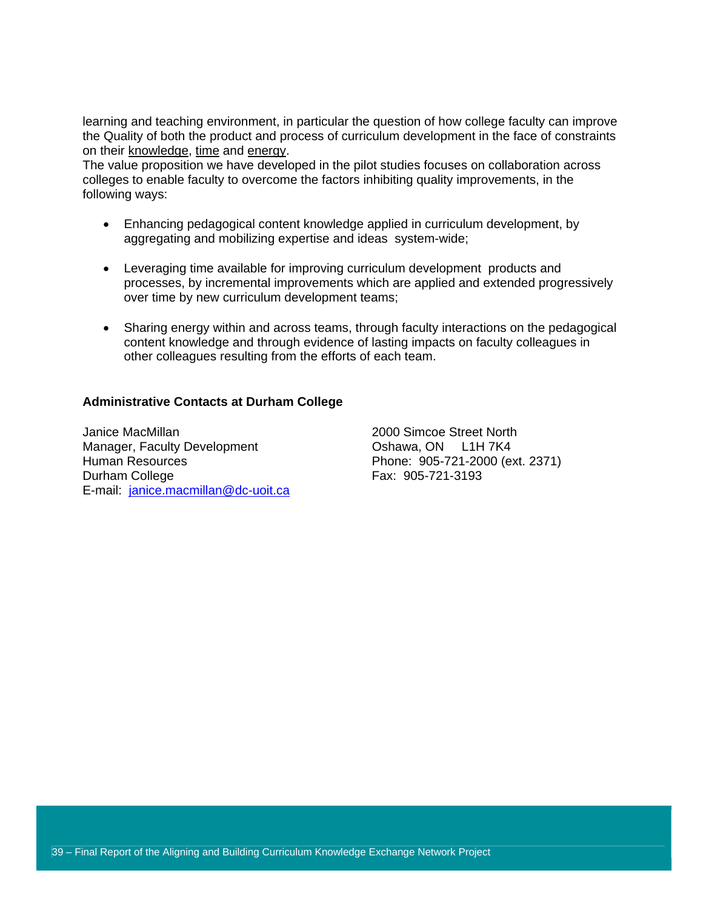learning and teaching environment, in particular the question of how college faculty can improve the Quality of both the product and process of curriculum development in the face of constraints on their knowledge, time and energy.

The value proposition we have developed in the pilot studies focuses on collaboration across colleges to enable faculty to overcome the factors inhibiting quality improvements, in the following ways:

- Enhancing pedagogical content knowledge applied in curriculum development, by aggregating and mobilizing expertise and ideas system-wide;
- Leveraging time available for improving curriculum development products and processes, by incremental improvements which are applied and extended progressively over time by new curriculum development teams;
- Sharing energy within and across teams, through faculty interactions on the pedagogical content knowledge and through evidence of lasting impacts on faculty colleagues in other colleagues resulting from the efforts of each team.

**Administrative Contacts at Durham College**

Janice MacMillan
Manager, Faculty Development
Human Resources
Durham College
E-mail: janice.macmillan@dc-uoit.ca

2000 Simcoe Street North
Oshawa, ON L1H 7K4
Phone: 905-721-2000 (ext. 2371)
Fax: 905-721-3193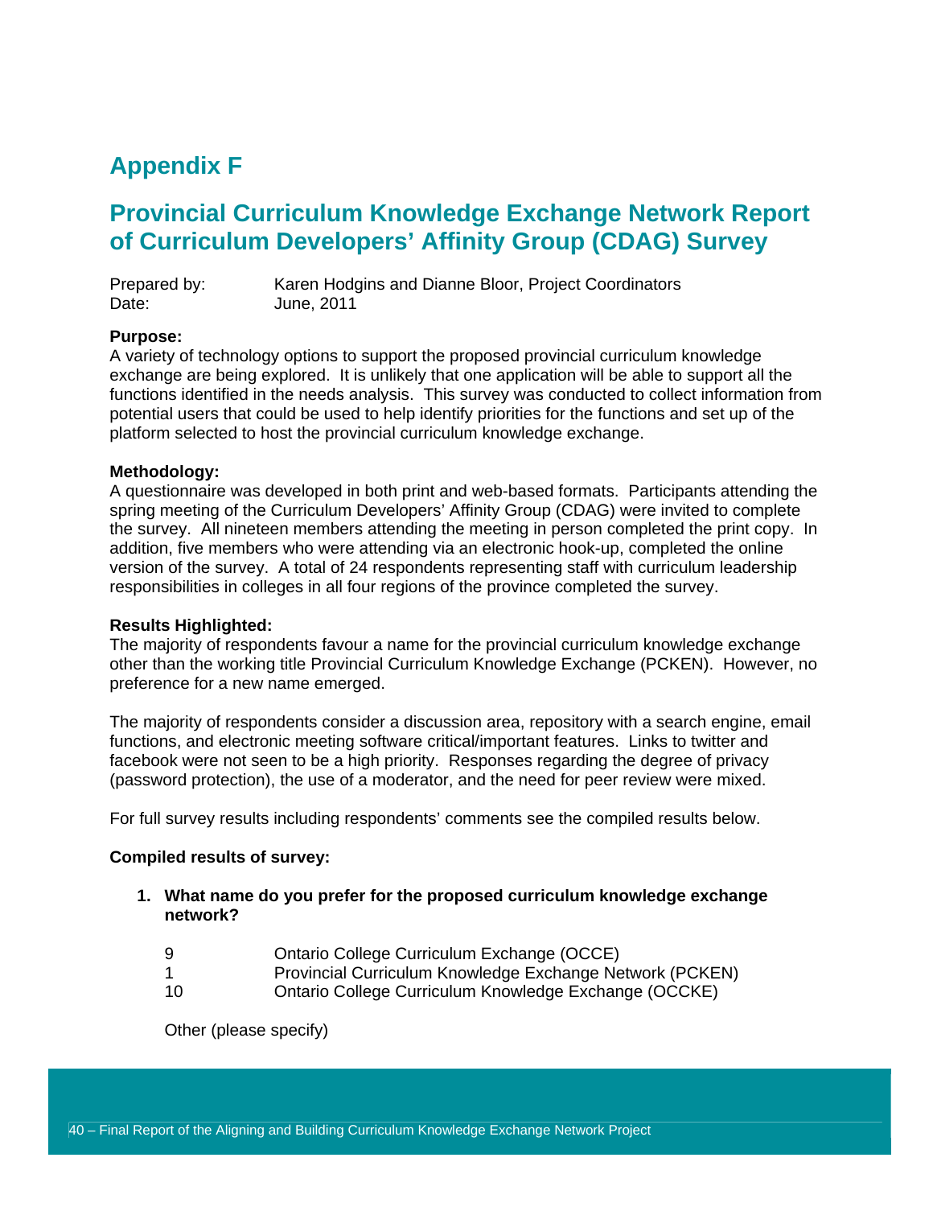# Appendix F

## Provincial Curriculum Knowledge Exchange Network Report of Curriculum Developers' Affinity Group (CDAG) Survey

Prepared by: Karen Hodgins and Dianne Bloor, Project Coordinators
Date: June, 2011

**Purpose:**
A variety of technology options to support the proposed provincial curriculum knowledge exchange are being explored. It is unlikely that one application will be able to support all the functions identified in the needs analysis. This survey was conducted to collect information from potential users that could be used to help identify priorities for the functions and set up of the platform selected to host the provincial curriculum knowledge exchange.

**Methodology:**
A questionnaire was developed in both print and web-based formats. Participants attending the spring meeting of the Curriculum Developers' Affinity Group (CDAG) were invited to complete the survey. All nineteen members attending the meeting in person completed the print copy. In addition, five members who were attending via an electronic hook-up, completed the online version of the survey. A total of 24 respondents representing staff with curriculum leadership responsibilities in colleges in all four regions of the province completed the survey.

**Results Highlighted:**
The majority of respondents favour a name for the provincial curriculum knowledge exchange other than the working title Provincial Curriculum Knowledge Exchange (PCKEN). However, no preference for a new name emerged.

The majority of respondents consider a discussion area, repository with a search engine, email functions, and electronic meeting software critical/important features. Links to twitter and facebook were not seen to be a high priority. Responses regarding the degree of privacy (password protection), the use of a moderator, and the need for peer review were mixed.

For full survey results including respondents' comments see the compiled results below.

**Compiled results of survey:**

1. **What name do you prefer for the proposed curriculum knowledge exchange network?**

   9 Ontario College Curriculum Exchange (OCCE)
   1 Provincial Curriculum Knowledge Exchange Network (PCKEN)
   10 Ontario College Curriculum Knowledge Exchange (OCCKE)

   Other (please specify)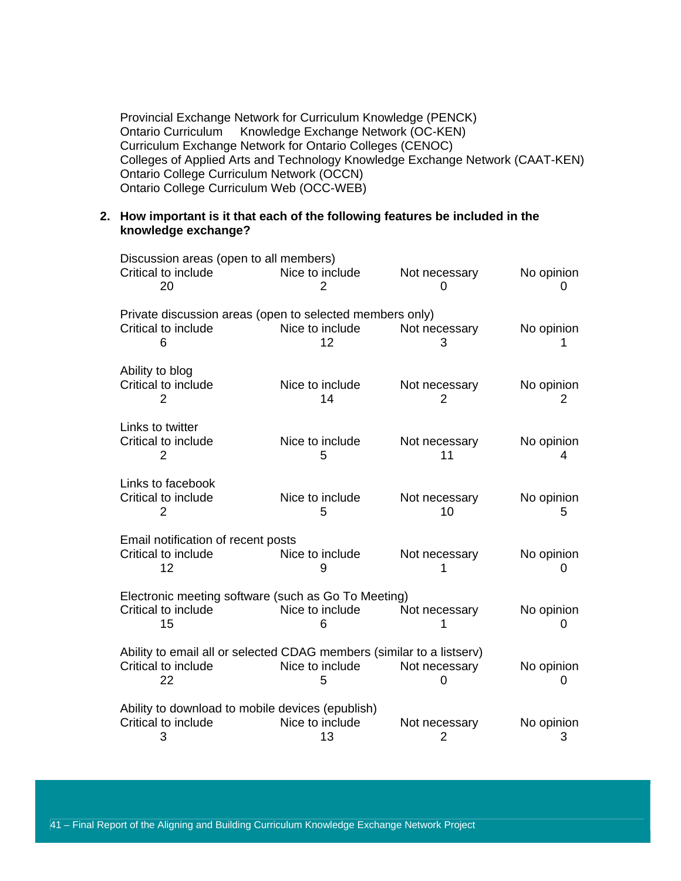Provincial Exchange Network for Curriculum Knowledge (PENCK)
Ontario Curriculum Knowledge Exchange Network (OC-KEN)
Curriculum Exchange Network for Ontario Colleges (CENOC)
Colleges of Applied Arts and Technology Knowledge Exchange Network (CAAT-KEN)
Ontario College Curriculum Network (OCCN)
Ontario College Curriculum Web (OCC-WEB)

**2. How important is it that each of the following features be included in the knowledge exchange?**

Discussion areas (open to all members)

| Critical to include | Nice to include | Not necessary | No opinion |
|---|---|---|---|
| 20 | 2 | 0 | 0 |

Private discussion areas (open to selected members only)

| Critical to include | Nice to include | Not necessary | No opinion |
|---|---|---|---|
| 6 | 12 | 3 | 1 |

Ability to blog

| Critical to include | Nice to include | Not necessary | No opinion |
|---|---|---|---|
| 2 | 14 | 2 | 2 |

Links to twitter

| Critical to include | Nice to include | Not necessary | No opinion |
|---|---|---|---|
| 2 | 5 | 11 | 4 |

Links to facebook

| Critical to include | Nice to include | Not necessary | No opinion |
|---|---|---|---|
| 2 | 5 | 10 | 5 |

Email notification of recent posts

| Critical to include | Nice to include | Not necessary | No opinion |
|---|---|---|---|
| 12 | 9 | 1 | 0 |

Electronic meeting software (such as Go To Meeting)

| Critical to include | Nice to include | Not necessary | No opinion |
|---|---|---|---|
| 15 | 6 | 1 | 0 |

Ability to email all or selected CDAG members (similar to a listserv)

| Critical to include | Nice to include | Not necessary | No opinion |
|---|---|---|---|
| 22 | 5 | 0 | 0 |

Ability to download to mobile devices (epublish)

| Critical to include | Nice to include | Not necessary | No opinion |
|---|---|---|---|
| 3 | 13 | 2 | 3 |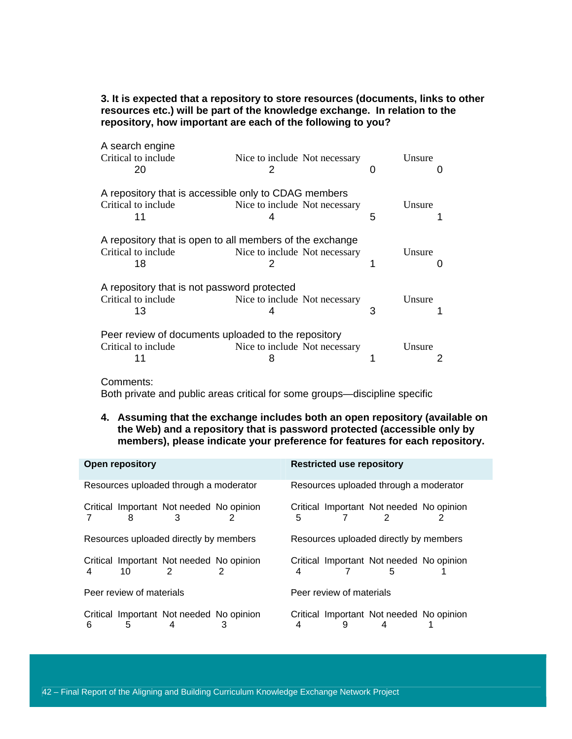**3. It is expected that a repository to store resources (documents, links to other resources etc.) will be part of the knowledge exchange. In relation to the repository, how important are each of the following to you?**

A search engine

| Critical to include | Nice to include | Not necessary | Unsure |
|---|---|---|---|
| 20 | 2 | 0 | 0 |

A repository that is accessible only to CDAG members

| Critical to include | Nice to include | Not necessary | Unsure |
|---|---|---|---|
| 11 | 4 | 5 | 1 |

A repository that is open to all members of the exchange

| Critical to include | Nice to include | Not necessary | Unsure |
|---|---|---|---|
| 18 | 2 | 1 | 0 |

A repository that is not password protected

| Critical to include | Nice to include | Not necessary | Unsure |
|---|---|---|---|
| 13 | 4 | 3 | 1 |

Peer review of documents uploaded to the repository

| Critical to include | Nice to include | Not necessary | Unsure |
|---|---|---|---|
| 11 | 8 | 1 | 2 |

Comments:
Both private and public areas critical for some groups—discipline specific

**4. Assuming that the exchange includes both an open repository (available on the Web) and a repository that is password protected (accessible only by members), please indicate your preference for features for each repository.**

| **Open repository** | | | | **Restricted use repository** | | | |
|---|---|---|---|---|---|---|---|
| Resources uploaded through a moderator | | | | Resources uploaded through a moderator | | | |
| Critical | Important | Not needed | No opinion | Critical | Important | Not needed | No opinion |
| 7 | 8 | 3 | 2 | 5 | 7 | 2 | 2 |
| Resources uploaded directly by members | | | | Resources uploaded directly by members | | | |
| Critical | Important | Not needed | No opinion | Critical | Important | Not needed | No opinion |
| 4 | 10 | 2 | 2 | 4 | 7 | 5 | 1 |
| Peer review of materials | | | | Peer review of materials | | | |
| Critical | Important | Not needed | No opinion | Critical | Important | Not needed | No opinion |
| 6 | 5 | 4 | 3 | 4 | 9 | 4 | 1 |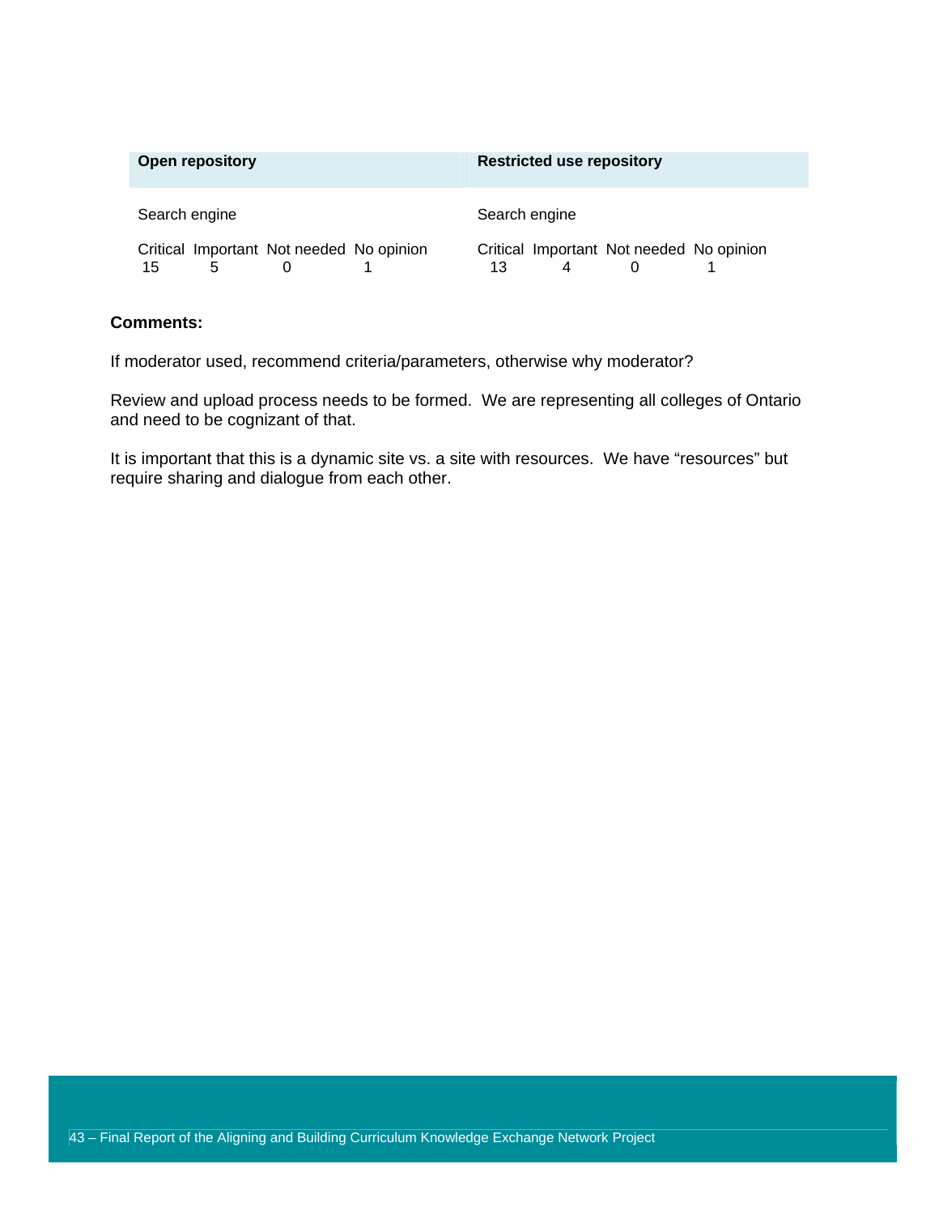| Open repository | | | | Restricted use repository | | | |
|---|---|---|---|---|---|---|---|
| Search engine | | | | Search engine | | | |
| Critical | Important | Not needed | No opinion | Critical | Important | Not needed | No opinion |
| 15 | 5 | 0 | 1 | 13 | 4 | 0 | 1 |

**Comments:**

If moderator used, recommend criteria/parameters, otherwise why moderator?

Review and upload process needs to be formed. We are representing all colleges of Ontario and need to be cognizant of that.

It is important that this is a dynamic site vs. a site with resources. We have "resources" but require sharing and dialogue from each other.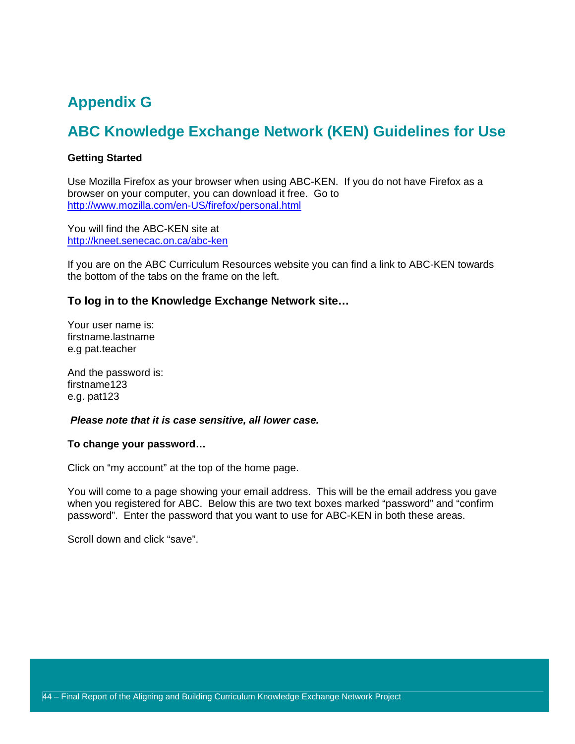# Appendix G

# ABC Knowledge Exchange Network (KEN) Guidelines for Use

**Getting Started**

Use Mozilla Firefox as your browser when using ABC-KEN. If you do not have Firefox as a browser on your computer, you can download it free. Go to http://www.mozilla.com/en-US/firefox/personal.html

You will find the ABC-KEN site at
http://kneet.senecac.on.ca/abc-ken

If you are on the ABC Curriculum Resources website you can find a link to ABC-KEN towards the bottom of the tabs on the frame on the left.

### To log in to the Knowledge Exchange Network site…

Your user name is:
firstname.lastname
e.g pat.teacher

And the password is:
firstname123
e.g. pat123

***Please note that it is case sensitive, all lower case.***

**To change your password…**

Click on "my account" at the top of the home page.

You will come to a page showing your email address. This will be the email address you gave when you registered for ABC. Below this are two text boxes marked "password" and "confirm password". Enter the password that you want to use for ABC-KEN in both these areas.

Scroll down and click "save".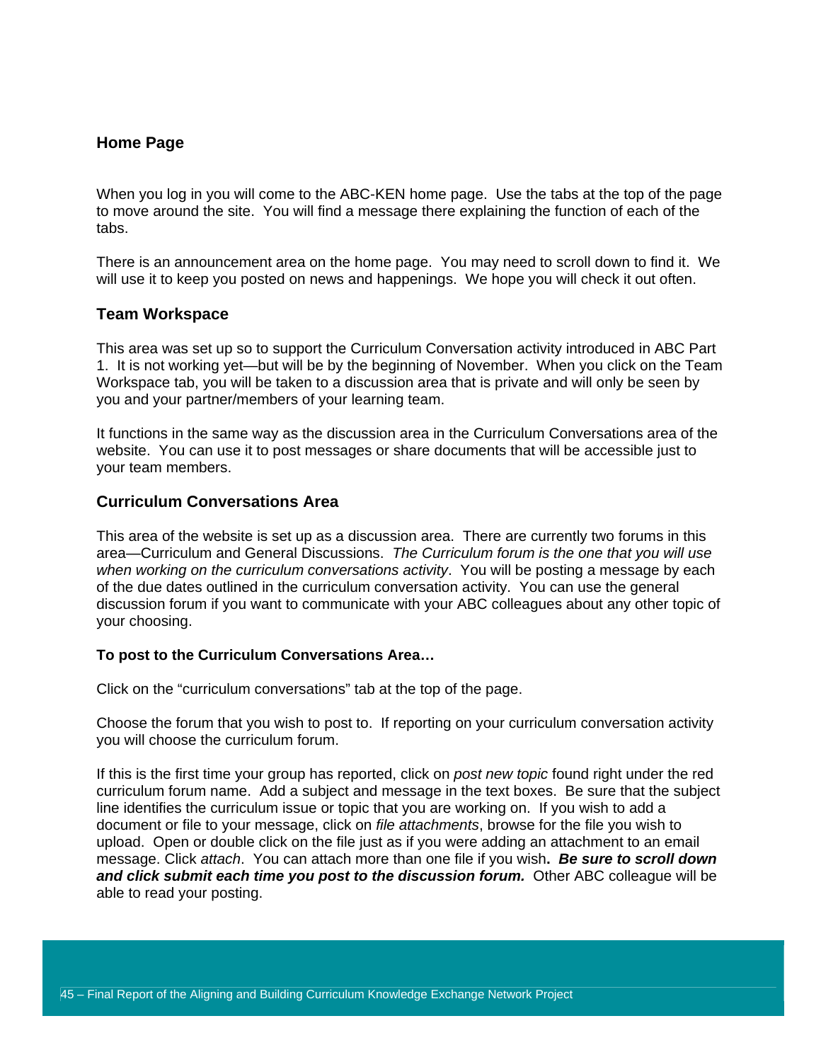## Home Page

When you log in you will come to the ABC-KEN home page. Use the tabs at the top of the page to move around the site. You will find a message there explaining the function of each of the tabs.

There is an announcement area on the home page. You may need to scroll down to find it. We will use it to keep you posted on news and happenings. We hope you will check it out often.

## Team Workspace

This area was set up so to support the Curriculum Conversation activity introduced in ABC Part 1. It is not working yet—but will be by the beginning of November. When you click on the Team Workspace tab, you will be taken to a discussion area that is private and will only be seen by you and your partner/members of your learning team.

It functions in the same way as the discussion area in the Curriculum Conversations area of the website. You can use it to post messages or share documents that will be accessible just to your team members.

## Curriculum Conversations Area

This area of the website is set up as a discussion area. There are currently two forums in this area—Curriculum and General Discussions. *The Curriculum forum is the one that you will use when working on the curriculum conversations activity*. You will be posting a message by each of the due dates outlined in the curriculum conversation activity. You can use the general discussion forum if you want to communicate with your ABC colleagues about any other topic of your choosing.

**To post to the Curriculum Conversations Area…**

Click on the “curriculum conversations” tab at the top of the page.

Choose the forum that you wish to post to. If reporting on your curriculum conversation activity you will choose the curriculum forum.

If this is the first time your group has reported, click on *post new topic* found right under the red curriculum forum name. Add a subject and message in the text boxes. Be sure that the subject line identifies the curriculum issue or topic that you are working on. If you wish to add a document or file to your message, click on *file attachments*, browse for the file you wish to upload. Open or double click on the file just as if you were adding an attachment to an email message. Click *attach*. You can attach more than one file if you wish**. *Be sure to scroll down and click submit each time you post to the discussion forum.*** Other ABC colleague will be able to read your posting.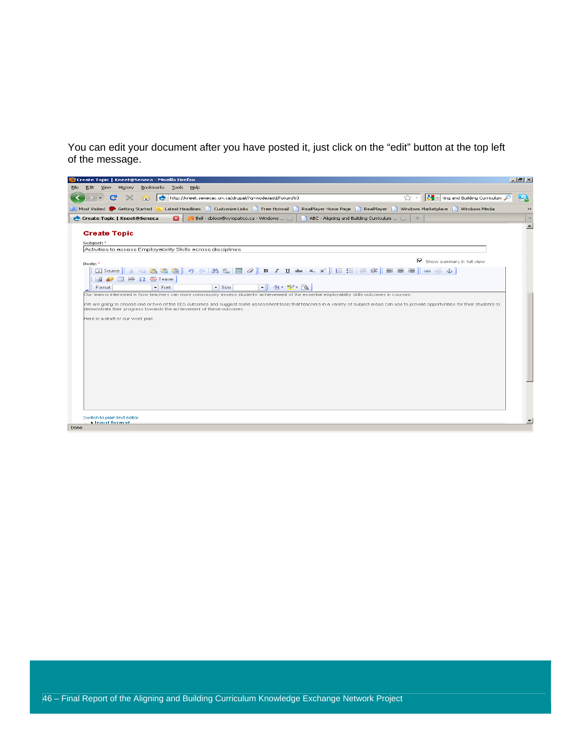You can edit your document after you have posted it, just click on the "edit" button at the top left of the message.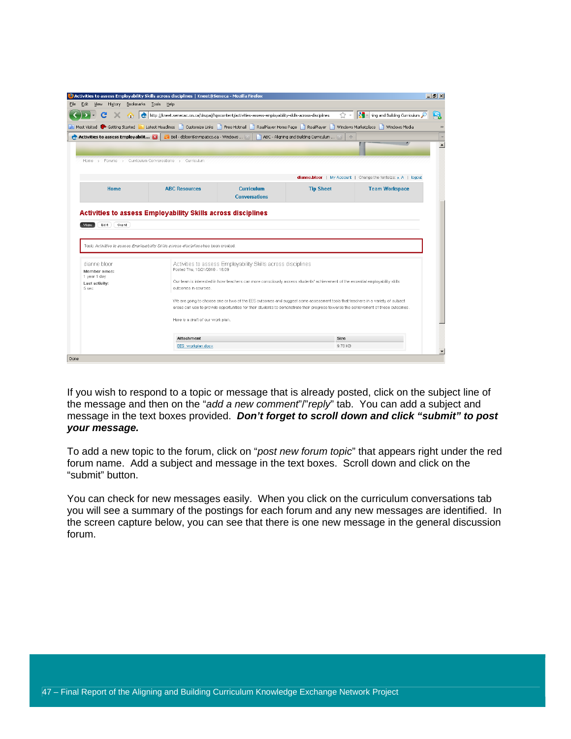If you wish to respond to a topic or message that is already posted, click on the subject line of the message and then on the "*add a new comment*"/"*reply*" tab. You can add a subject and message in the text boxes provided. ***Don't forget to scroll down and click "submit" to post your message.***

To add a new topic to the forum, click on "*post new forum topic*" that appears right under the red forum name. Add a subject and message in the text boxes. Scroll down and click on the "submit" button.

You can check for new messages easily. When you click on the curriculum conversations tab you will see a summary of the postings for each forum and any new messages are identified. In the screen capture below, you can see that there is one new message in the general discussion forum.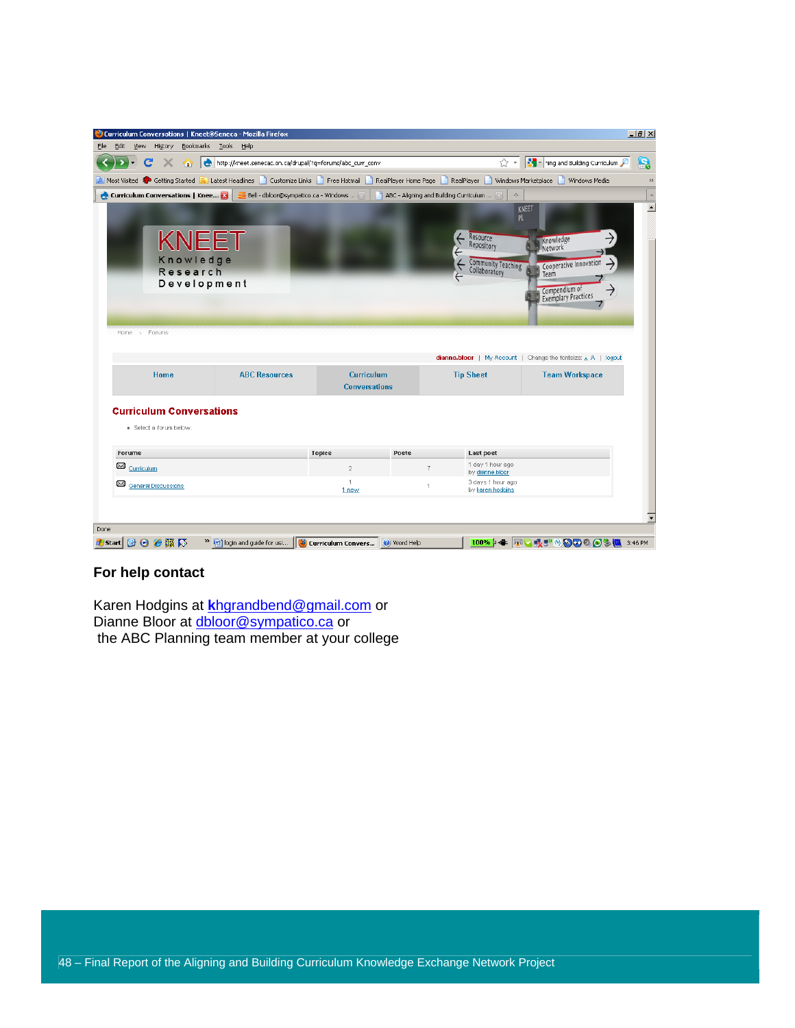**For help contact**

Karen Hodgins at **k**hgrandbend@gmail.com or
Dianne Bloor at dbloor@sympatico.ca or
the ABC Planning team member at your college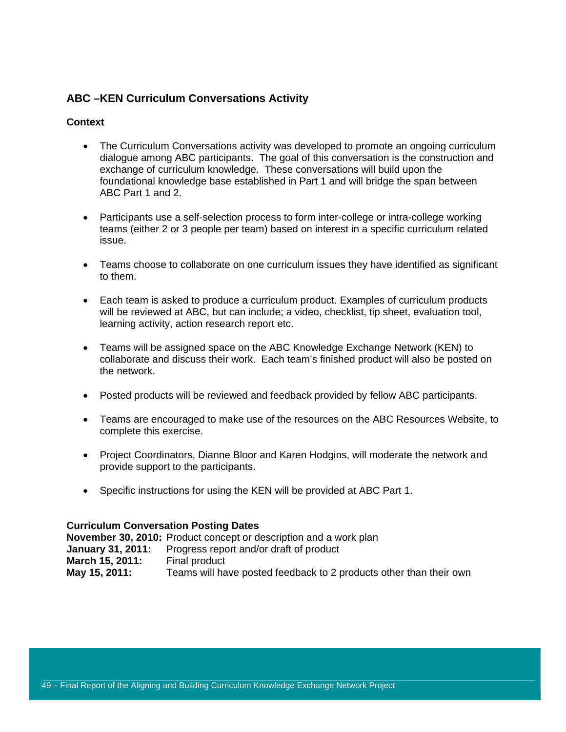## ABC –KEN Curriculum Conversations Activity

### Context

- The Curriculum Conversations activity was developed to promote an ongoing curriculum dialogue among ABC participants. The goal of this conversation is the construction and exchange of curriculum knowledge. These conversations will build upon the foundational knowledge base established in Part 1 and will bridge the span between ABC Part 1 and 2.
- Participants use a self-selection process to form inter-college or intra-college working teams (either 2 or 3 people per team) based on interest in a specific curriculum related issue.
- Teams choose to collaborate on one curriculum issues they have identified as significant to them.
- Each team is asked to produce a curriculum product. Examples of curriculum products will be reviewed at ABC, but can include; a video, checklist, tip sheet, evaluation tool, learning activity, action research report etc.
- Teams will be assigned space on the ABC Knowledge Exchange Network (KEN) to collaborate and discuss their work. Each team's finished product will also be posted on the network.
- Posted products will be reviewed and feedback provided by fellow ABC participants.
- Teams are encouraged to make use of the resources on the ABC Resources Website, to complete this exercise.
- Project Coordinators, Dianne Bloor and Karen Hodgins, will moderate the network and provide support to the participants.
- Specific instructions for using the KEN will be provided at ABC Part 1.

**Curriculum Conversation Posting Dates**
**November 30, 2010:** Product concept or description and a work plan
**January 31, 2011:** Progress report and/or draft of product
**March 15, 2011:** Final product
**May 15, 2011:** Teams will have posted feedback to 2 products other than their own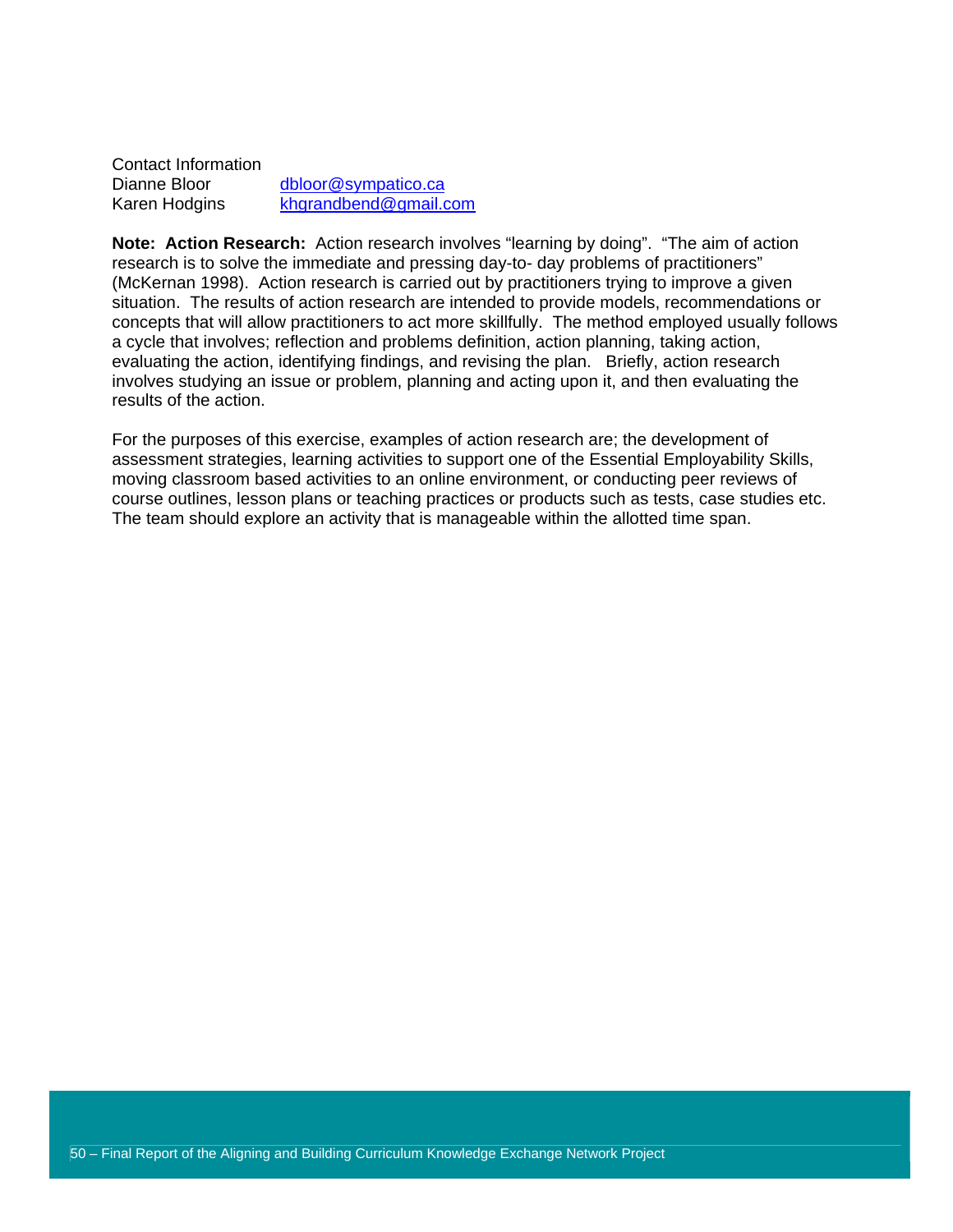Contact Information

| | |
|---|---|
| Dianne Bloor | dbloor@sympatico.ca |
| Karen Hodgins | khgrandbend@gmail.com |

**Note: Action Research:** Action research involves "learning by doing". "The aim of action research is to solve the immediate and pressing day-to- day problems of practitioners" (McKernan 1998). Action research is carried out by practitioners trying to improve a given situation. The results of action research are intended to provide models, recommendations or concepts that will allow practitioners to act more skillfully. The method employed usually follows a cycle that involves; reflection and problems definition, action planning, taking action, evaluating the action, identifying findings, and revising the plan. Briefly, action research involves studying an issue or problem, planning and acting upon it, and then evaluating the results of the action.

For the purposes of this exercise, examples of action research are; the development of assessment strategies, learning activities to support one of the Essential Employability Skills, moving classroom based activities to an online environment, or conducting peer reviews of course outlines, lesson plans or teaching practices or products such as tests, case studies etc. The team should explore an activity that is manageable within the allotted time span.